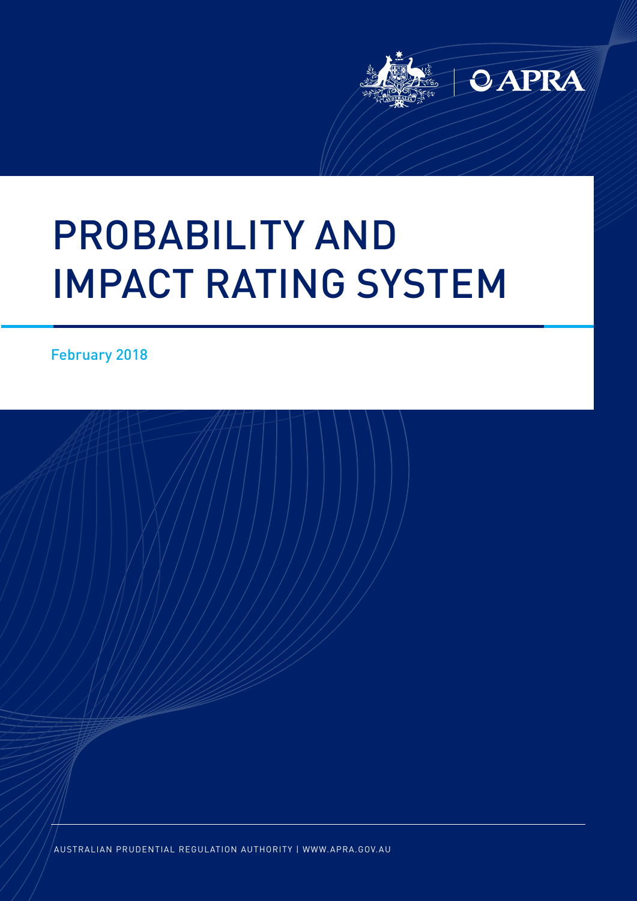APRA

# PROBABILITY AND IMPACT RATING SYSTEM

February 2018

AUSTRALIAN PRUDENTIAL REGULATION AUTHORITY | WWW.APRA.GOV.AU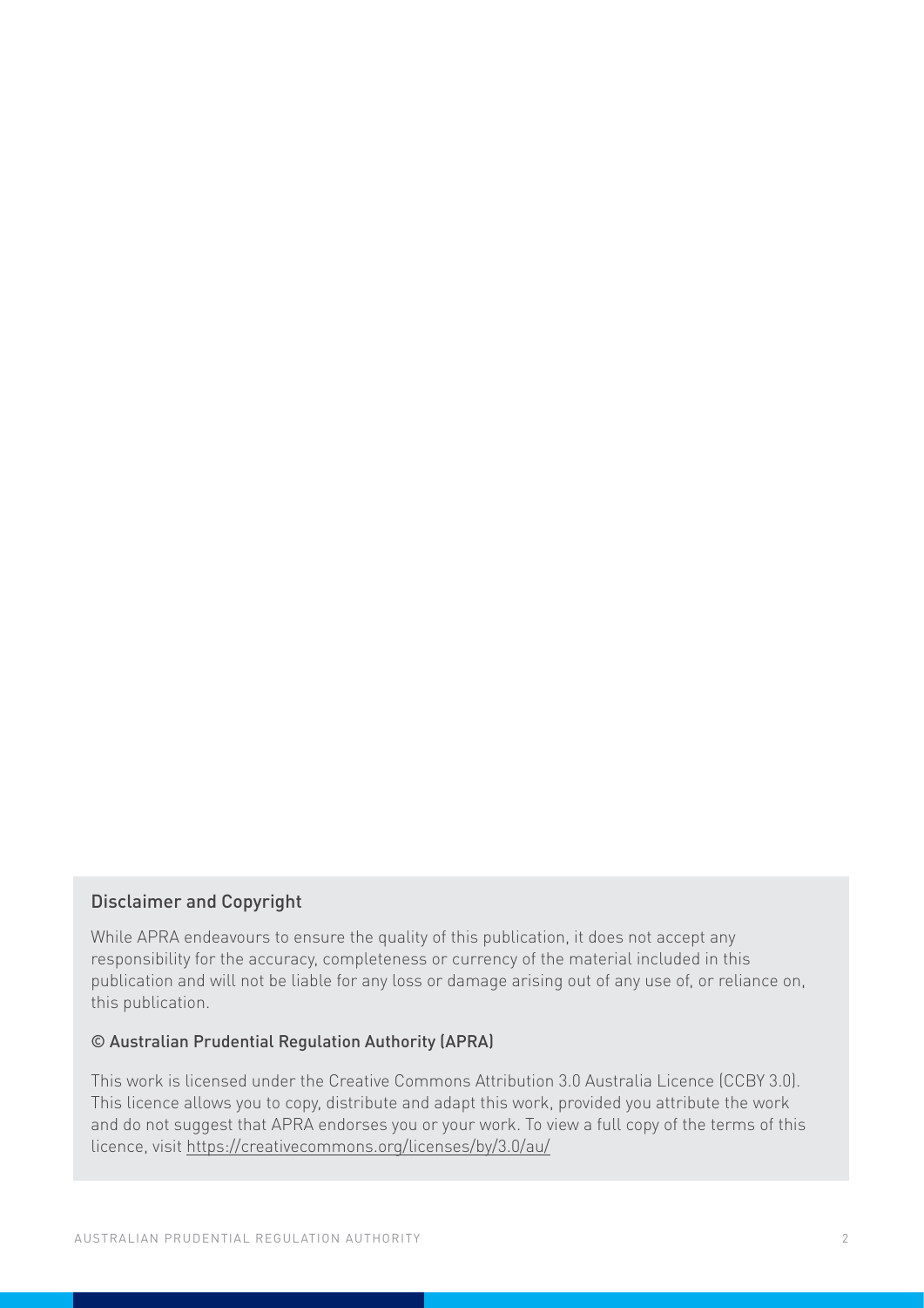## Disclaimer and Copyright

While APRA endeavours to ensure the quality of this publication, it does not accept any responsibility for the accuracy, completeness or currency of the material included in this publication and will not be liable for any loss or damage arising out of any use of, or reliance on, this publication.

### © Australian Prudential Regulation Authority (APRA)

This work is licensed under the Creative Commons Attribution 3.0 Australia Licence (CCBY 3.0). This licence allows you to copy, distribute and adapt this work, provided you attribute the work and do not suggest that APRA endorses you or your work. To view a full copy of the terms of this licence, visit https://creativecommons.org/licenses/by/3.0/au/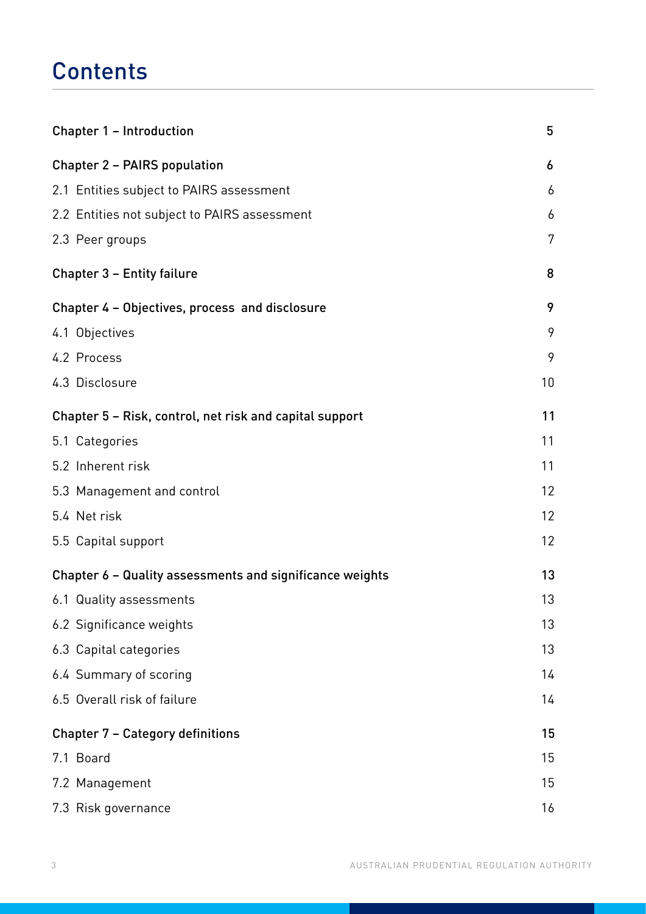# Contents

| | |
|---|---|
| **Chapter 1 – Introduction** | **5** |
| **Chapter 2 – PAIRS population** | **6** |
| 2.1 Entities subject to PAIRS assessment | 6 |
| 2.2 Entities not subject to PAIRS assessment | 6 |
| 2.3 Peer groups | 7 |
| **Chapter 3 – Entity failure** | **8** |
| **Chapter 4 – Objectives, process and disclosure** | **9** |
| 4.1 Objectives | 9 |
| 4.2 Process | 9 |
| 4.3 Disclosure | 10 |
| **Chapter 5 – Risk, control, net risk and capital support** | **11** |
| 5.1 Categories | 11 |
| 5.2 Inherent risk | 11 |
| 5.3 Management and control | 12 |
| 5.4 Net risk | 12 |
| 5.5 Capital support | 12 |
| **Chapter 6 – Quality assessments and significance weights** | **13** |
| 6.1 Quality assessments | 13 |
| 6.2 Significance weights | 13 |
| 6.3 Capital categories | 13 |
| 6.4 Summary of scoring | 14 |
| 6.5 Overall risk of failure | 14 |
| **Chapter 7 – Category definitions** | **15** |
| 7.1 Board | 15 |
| 7.2 Management | 15 |
| 7.3 Risk governance | 16 |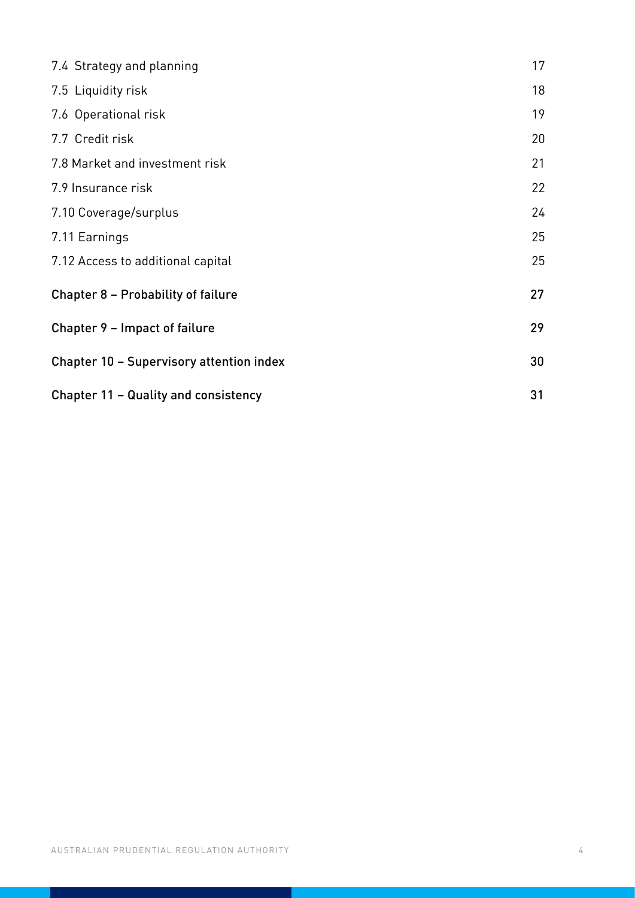| | |
|---|---|
| 7.4 Strategy and planning | 17 |
| 7.5 Liquidity risk | 18 |
| 7.6 Operational risk | 19 |
| 7.7 Credit risk | 20 |
| 7.8 Market and investment risk | 21 |
| 7.9 Insurance risk | 22 |
| 7.10 Coverage/surplus | 24 |
| 7.11 Earnings | 25 |
| 7.12 Access to additional capital | 25 |
| **Chapter 8 – Probability of failure** | **27** |
| **Chapter 9 – Impact of failure** | **29** |
| **Chapter 10 – Supervisory attention index** | **30** |
| **Chapter 11 – Quality and consistency** | **31** |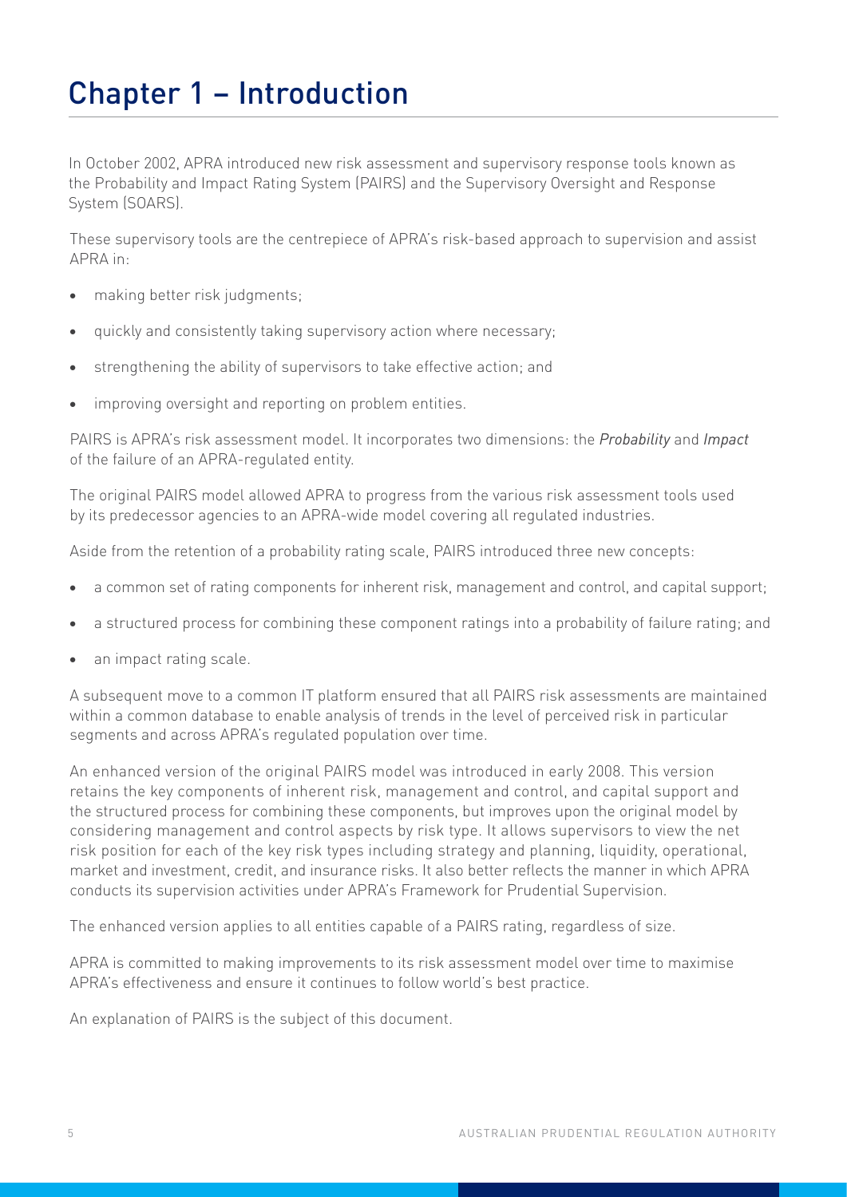# Chapter 1 – Introduction

In October 2002, APRA introduced new risk assessment and supervisory response tools known as the Probability and Impact Rating System (PAIRS) and the Supervisory Oversight and Response System (SOARS).

These supervisory tools are the centrepiece of APRA's risk-based approach to supervision and assist APRA in:

- making better risk judgments;
- quickly and consistently taking supervisory action where necessary;
- strengthening the ability of supervisors to take effective action; and
- improving oversight and reporting on problem entities.

PAIRS is APRA's risk assessment model. It incorporates two dimensions: the *Probability* and *Impact* of the failure of an APRA-regulated entity.

The original PAIRS model allowed APRA to progress from the various risk assessment tools used by its predecessor agencies to an APRA-wide model covering all regulated industries.

Aside from the retention of a probability rating scale, PAIRS introduced three new concepts:

- a common set of rating components for inherent risk, management and control, and capital support;
- a structured process for combining these component ratings into a probability of failure rating; and
- an impact rating scale.

A subsequent move to a common IT platform ensured that all PAIRS risk assessments are maintained within a common database to enable analysis of trends in the level of perceived risk in particular segments and across APRA's regulated population over time.

An enhanced version of the original PAIRS model was introduced in early 2008. This version retains the key components of inherent risk, management and control, and capital support and the structured process for combining these components, but improves upon the original model by considering management and control aspects by risk type. It allows supervisors to view the net risk position for each of the key risk types including strategy and planning, liquidity, operational, market and investment, credit, and insurance risks. It also better reflects the manner in which APRA conducts its supervision activities under APRA's Framework for Prudential Supervision.

The enhanced version applies to all entities capable of a PAIRS rating, regardless of size.

APRA is committed to making improvements to its risk assessment model over time to maximise APRA's effectiveness and ensure it continues to follow world's best practice.

An explanation of PAIRS is the subject of this document.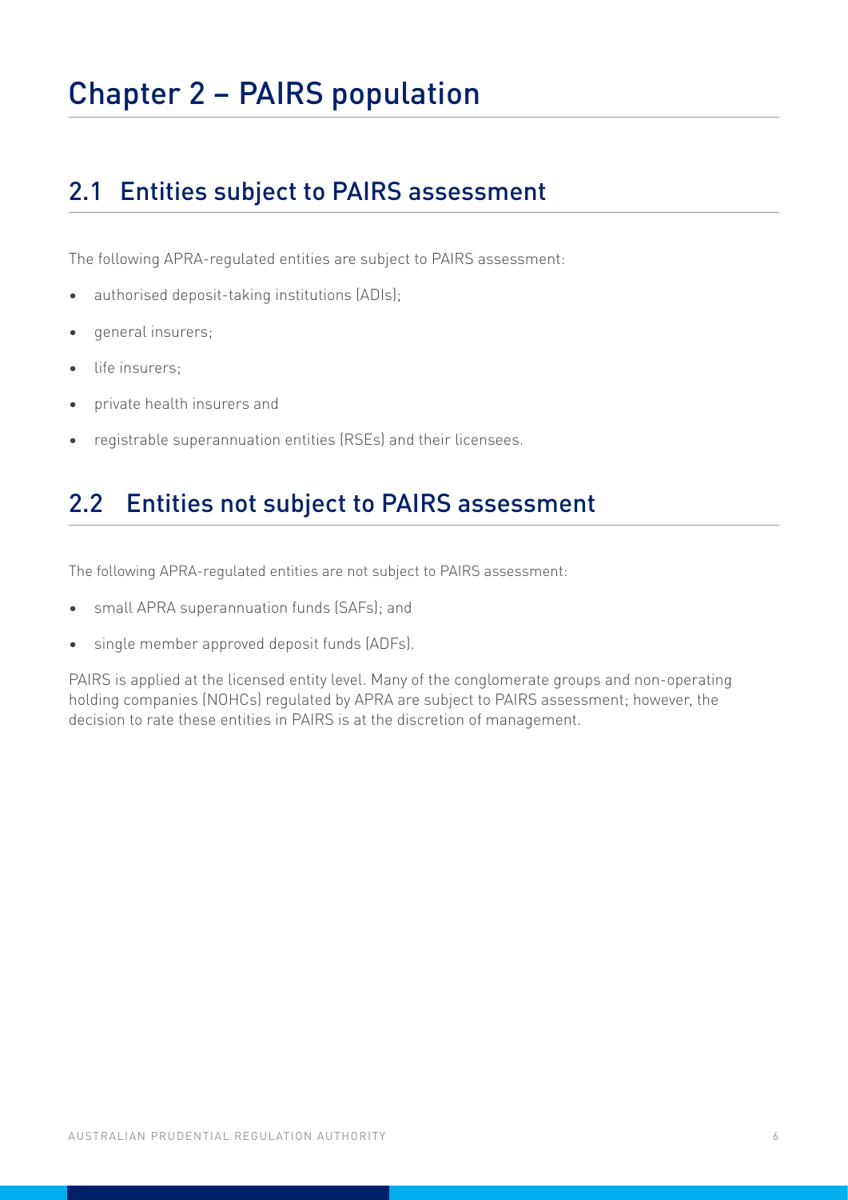# Chapter 2 – PAIRS population

## 2.1 Entities subject to PAIRS assessment

The following APRA-regulated entities are subject to PAIRS assessment:

- authorised deposit-taking institutions (ADIs);
- general insurers;
- life insurers;
- private health insurers and
- registrable superannuation entities (RSEs) and their licensees.

## 2.2 Entities not subject to PAIRS assessment

The following APRA-regulated entities are not subject to PAIRS assessment:

- small APRA superannuation funds (SAFs); and
- single member approved deposit funds (ADFs).

PAIRS is applied at the licensed entity level. Many of the conglomerate groups and non-operating holding companies (NOHCs) regulated by APRA are subject to PAIRS assessment; however, the decision to rate these entities in PAIRS is at the discretion of management.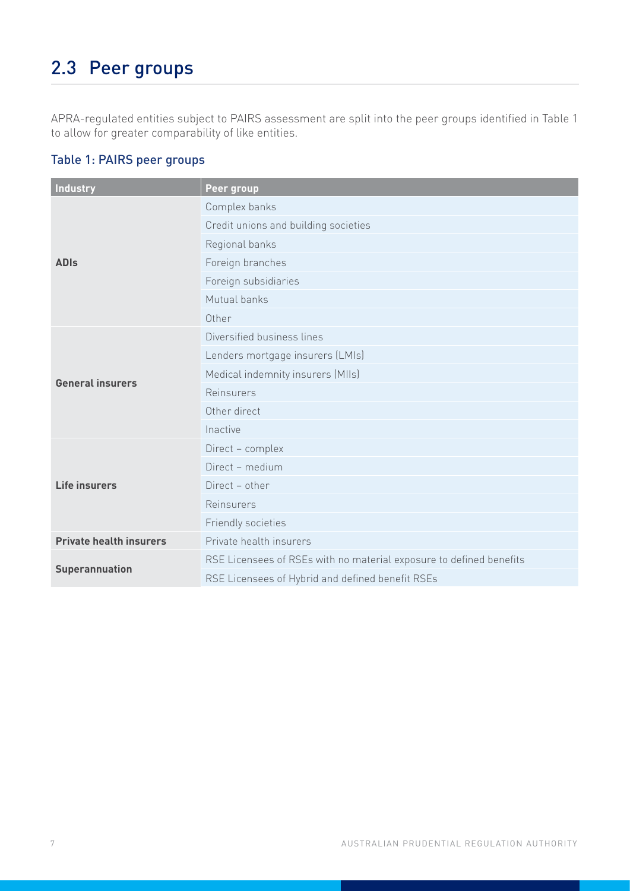## 2.3 Peer groups

APRA-regulated entities subject to PAIRS assessment are split into the peer groups identified in Table 1 to allow for greater comparability of like entities.

### Table 1: PAIRS peer groups

| Industry | Peer group |
|---|---|
| **ADIs** | Complex banks |
| | Credit unions and building societies |
| | Regional banks |
| | Foreign branches |
| | Foreign subsidiaries |
| | Mutual banks |
| | Other |
| **General insurers** | Diversified business lines |
| | Lenders mortgage insurers (LMIs) |
| | Medical indemnity insurers (MIIs) |
| | Reinsurers |
| | Other direct |
| | Inactive |
| **Life insurers** | Direct – complex |
| | Direct – medium |
| | Direct – other |
| | Reinsurers |
| | Friendly societies |
| **Private health insurers** | Private health insurers |
| **Superannuation** | RSE Licensees of RSEs with no material exposure to defined benefits |
| | RSE Licensees of Hybrid and defined benefit RSEs |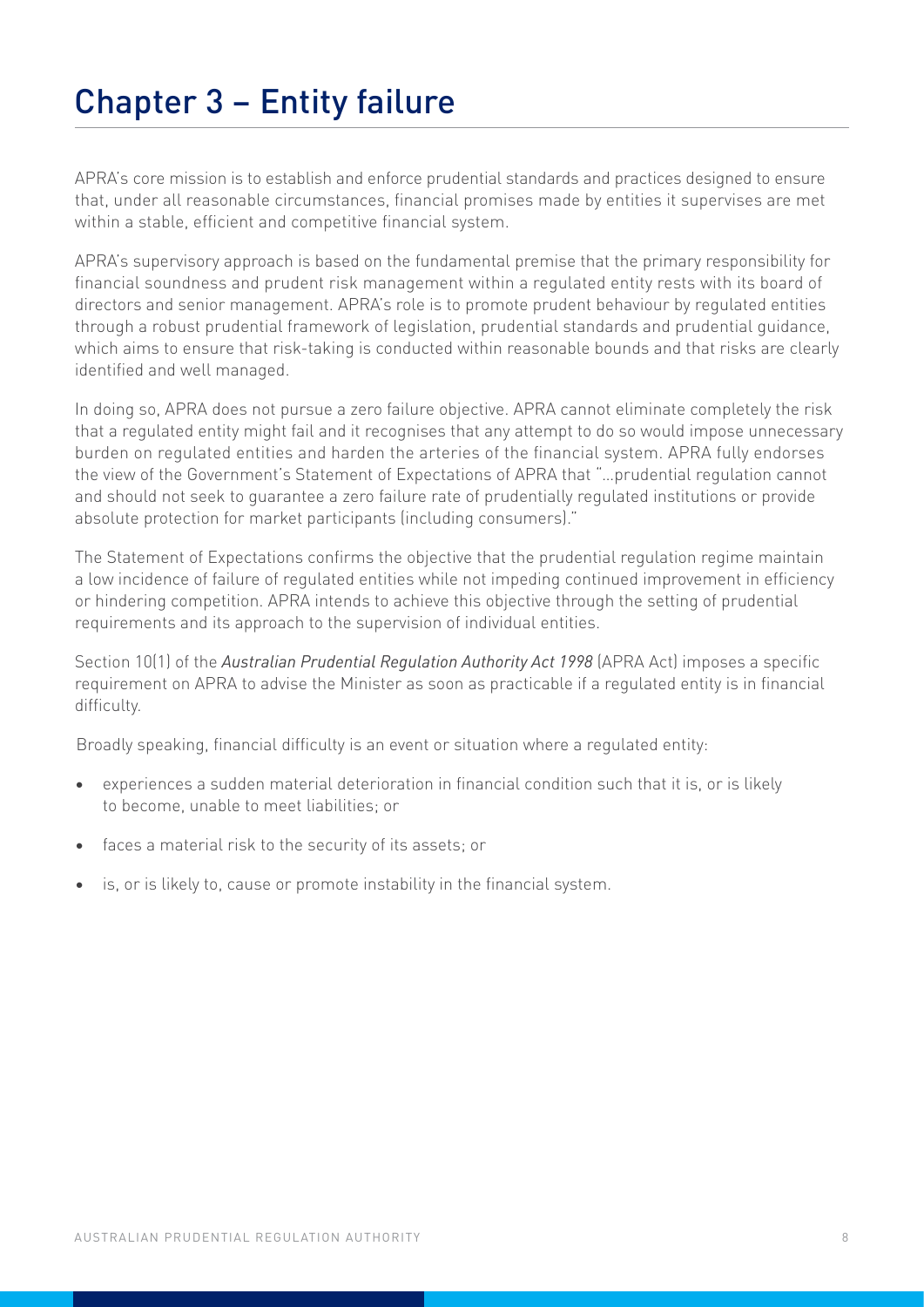# Chapter 3 – Entity failure

APRA's core mission is to establish and enforce prudential standards and practices designed to ensure that, under all reasonable circumstances, financial promises made by entities it supervises are met within a stable, efficient and competitive financial system.

APRA's supervisory approach is based on the fundamental premise that the primary responsibility for financial soundness and prudent risk management within a regulated entity rests with its board of directors and senior management. APRA's role is to promote prudent behaviour by regulated entities through a robust prudential framework of legislation, prudential standards and prudential guidance, which aims to ensure that risk-taking is conducted within reasonable bounds and that risks are clearly identified and well managed.

In doing so, APRA does not pursue a zero failure objective. APRA cannot eliminate completely the risk that a regulated entity might fail and it recognises that any attempt to do so would impose unnecessary burden on regulated entities and harden the arteries of the financial system. APRA fully endorses the view of the Government's Statement of Expectations of APRA that "…prudential regulation cannot and should not seek to guarantee a zero failure rate of prudentially regulated institutions or provide absolute protection for market participants (including consumers)."

The Statement of Expectations confirms the objective that the prudential regulation regime maintain a low incidence of failure of regulated entities while not impeding continued improvement in efficiency or hindering competition. APRA intends to achieve this objective through the setting of prudential requirements and its approach to the supervision of individual entities.

Section 10(1) of the *Australian Prudential Regulation Authority Act 1998* (APRA Act) imposes a specific requirement on APRA to advise the Minister as soon as practicable if a regulated entity is in financial difficulty.

Broadly speaking, financial difficulty is an event or situation where a regulated entity:

- experiences a sudden material deterioration in financial condition such that it is, or is likely to become, unable to meet liabilities; or
- faces a material risk to the security of its assets; or
- is, or is likely to, cause or promote instability in the financial system.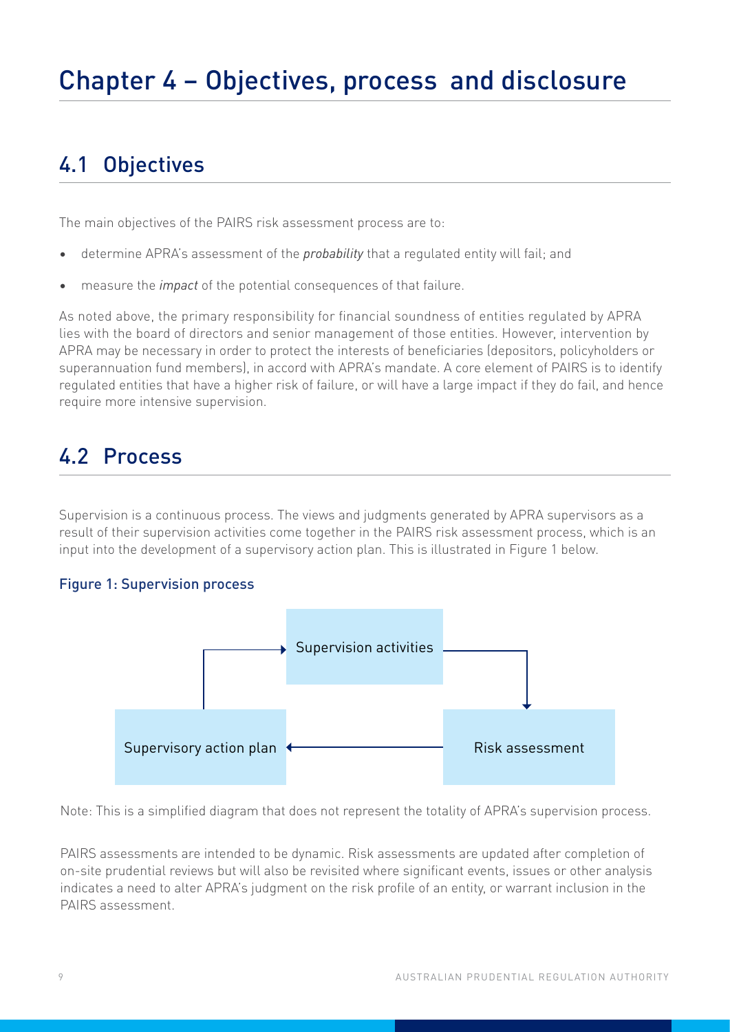# Chapter 4 – Objectives, process and disclosure

## 4.1 Objectives

The main objectives of the PAIRS risk assessment process are to:

- determine APRA's assessment of the *probability* that a regulated entity will fail; and
- measure the *impact* of the potential consequences of that failure.

As noted above, the primary responsibility for financial soundness of entities regulated by APRA lies with the board of directors and senior management of those entities. However, intervention by APRA may be necessary in order to protect the interests of beneficiaries (depositors, policyholders or superannuation fund members), in accord with APRA's mandate. A core element of PAIRS is to identify regulated entities that have a higher risk of failure, or will have a large impact if they do fail, and hence require more intensive supervision.

## 4.2 Process

Supervision is a continuous process. The views and judgments generated by APRA supervisors as a result of their supervision activities come together in the PAIRS risk assessment process, which is an input into the development of a supervisory action plan. This is illustrated in Figure 1 below.

**Figure 1: Supervision process**

Supervision activities → Risk assessment → Supervisory action plan → Supervision activities

Note: This is a simplified diagram that does not represent the totality of APRA's supervision process.

PAIRS assessments are intended to be dynamic. Risk assessments are updated after completion of on-site prudential reviews but will also be revisited where significant events, issues or other analysis indicates a need to alter APRA's judgment on the risk profile of an entity, or warrant inclusion in the PAIRS assessment.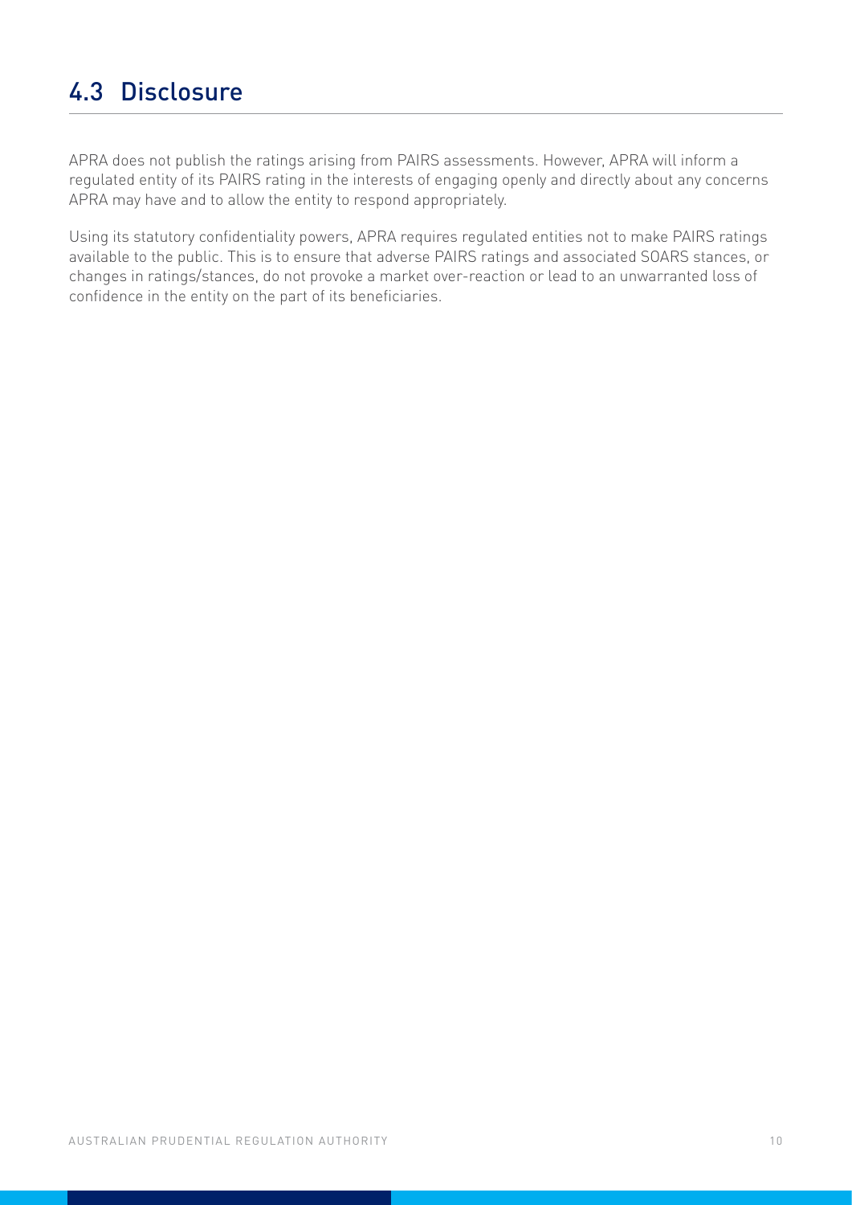## 4.3 Disclosure

APRA does not publish the ratings arising from PAIRS assessments. However, APRA will inform a regulated entity of its PAIRS rating in the interests of engaging openly and directly about any concerns APRA may have and to allow the entity to respond appropriately.

Using its statutory confidentiality powers, APRA requires regulated entities not to make PAIRS ratings available to the public. This is to ensure that adverse PAIRS ratings and associated SOARS stances, or changes in ratings/stances, do not provoke a market over-reaction or lead to an unwarranted loss of confidence in the entity on the part of its beneficiaries.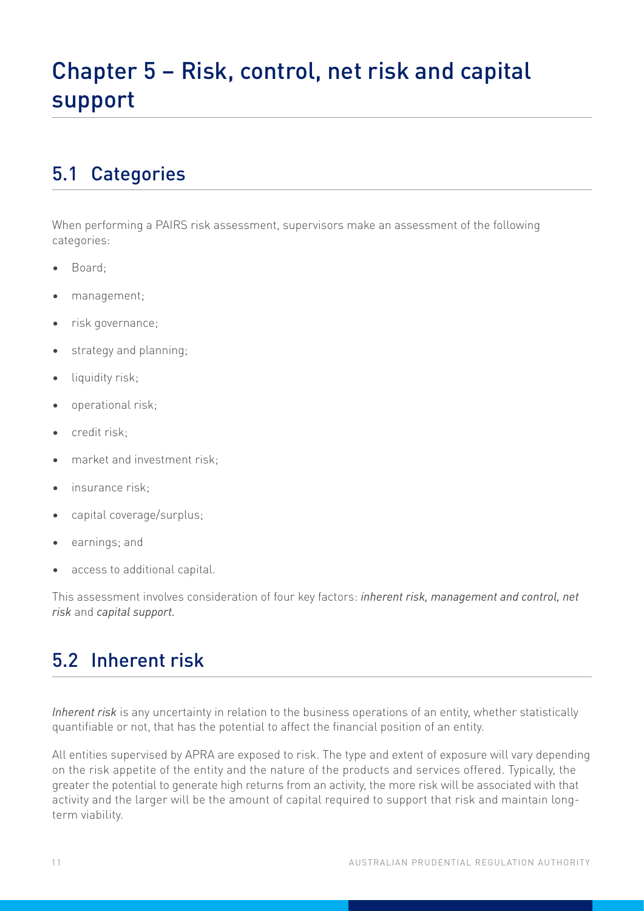# Chapter 5 – Risk, control, net risk and capital support

## 5.1 Categories

When performing a PAIRS risk assessment, supervisors make an assessment of the following categories:

- Board;
- management;
- risk governance;
- strategy and planning;
- liquidity risk;
- operational risk;
- credit risk;
- market and investment risk;
- insurance risk;
- capital coverage/surplus;
- earnings; and
- access to additional capital.

This assessment involves consideration of four key factors: *inherent risk, management and control, net risk* and *capital support*.

## 5.2 Inherent risk

*Inherent risk* is any uncertainty in relation to the business operations of an entity, whether statistically quantifiable or not, that has the potential to affect the financial position of an entity.

All entities supervised by APRA are exposed to risk. The type and extent of exposure will vary depending on the risk appetite of the entity and the nature of the products and services offered. Typically, the greater the potential to generate high returns from an activity, the more risk will be associated with that activity and the larger will be the amount of capital required to support that risk and maintain long-term viability.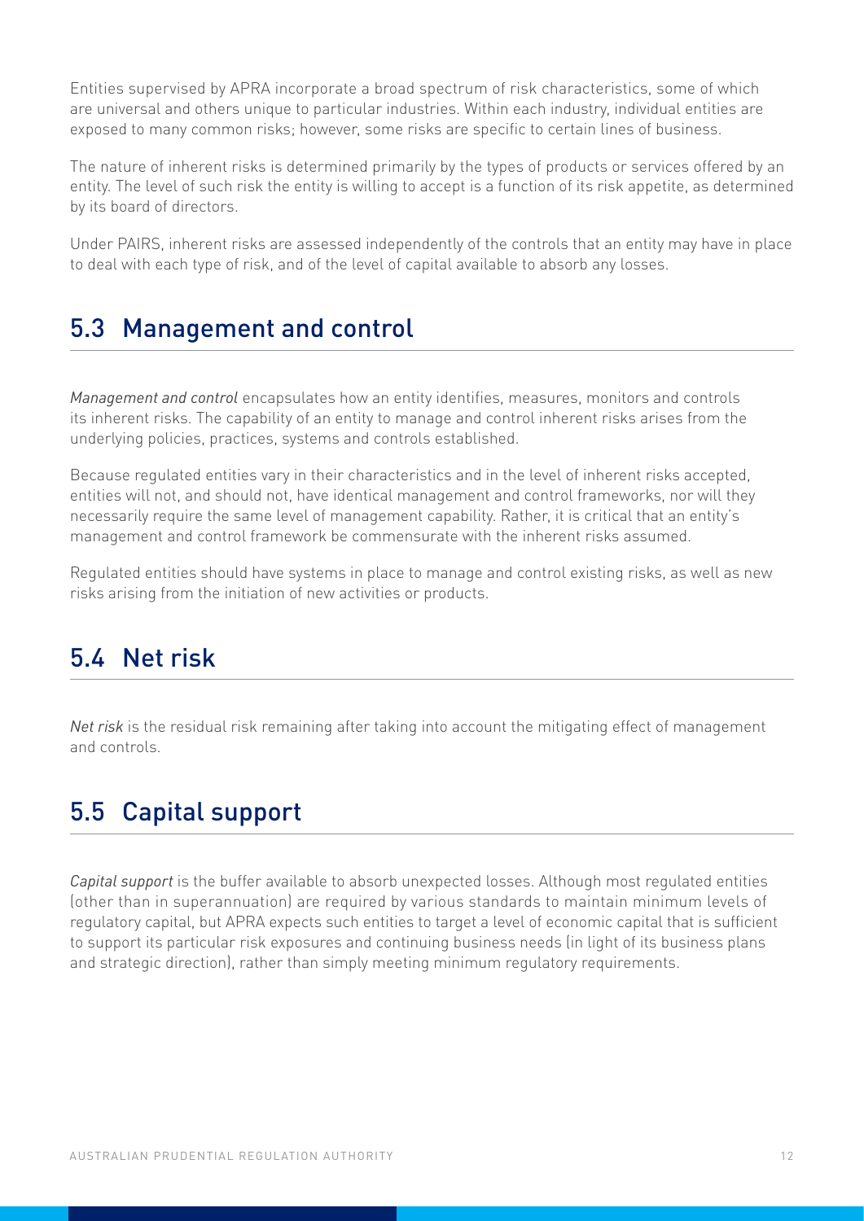Entities supervised by APRA incorporate a broad spectrum of risk characteristics, some of which are universal and others unique to particular industries. Within each industry, individual entities are exposed to many common risks; however, some risks are specific to certain lines of business.

The nature of inherent risks is determined primarily by the types of products or services offered by an entity. The level of such risk the entity is willing to accept is a function of its risk appetite, as determined by its board of directors.

Under PAIRS, inherent risks are assessed independently of the controls that an entity may have in place to deal with each type of risk, and of the level of capital available to absorb any losses.

## 5.3 Management and control

*Management and control* encapsulates how an entity identifies, measures, monitors and controls its inherent risks. The capability of an entity to manage and control inherent risks arises from the underlying policies, practices, systems and controls established.

Because regulated entities vary in their characteristics and in the level of inherent risks accepted, entities will not, and should not, have identical management and control frameworks, nor will they necessarily require the same level of management capability. Rather, it is critical that an entity's management and control framework be commensurate with the inherent risks assumed.

Regulated entities should have systems in place to manage and control existing risks, as well as new risks arising from the initiation of new activities or products.

## 5.4 Net risk

*Net risk* is the residual risk remaining after taking into account the mitigating effect of management and controls.

## 5.5 Capital support

*Capital support* is the buffer available to absorb unexpected losses. Although most regulated entities (other than in superannuation) are required by various standards to maintain minimum levels of regulatory capital, but APRA expects such entities to target a level of economic capital that is sufficient to support its particular risk exposures and continuing business needs (in light of its business plans and strategic direction), rather than simply meeting minimum regulatory requirements.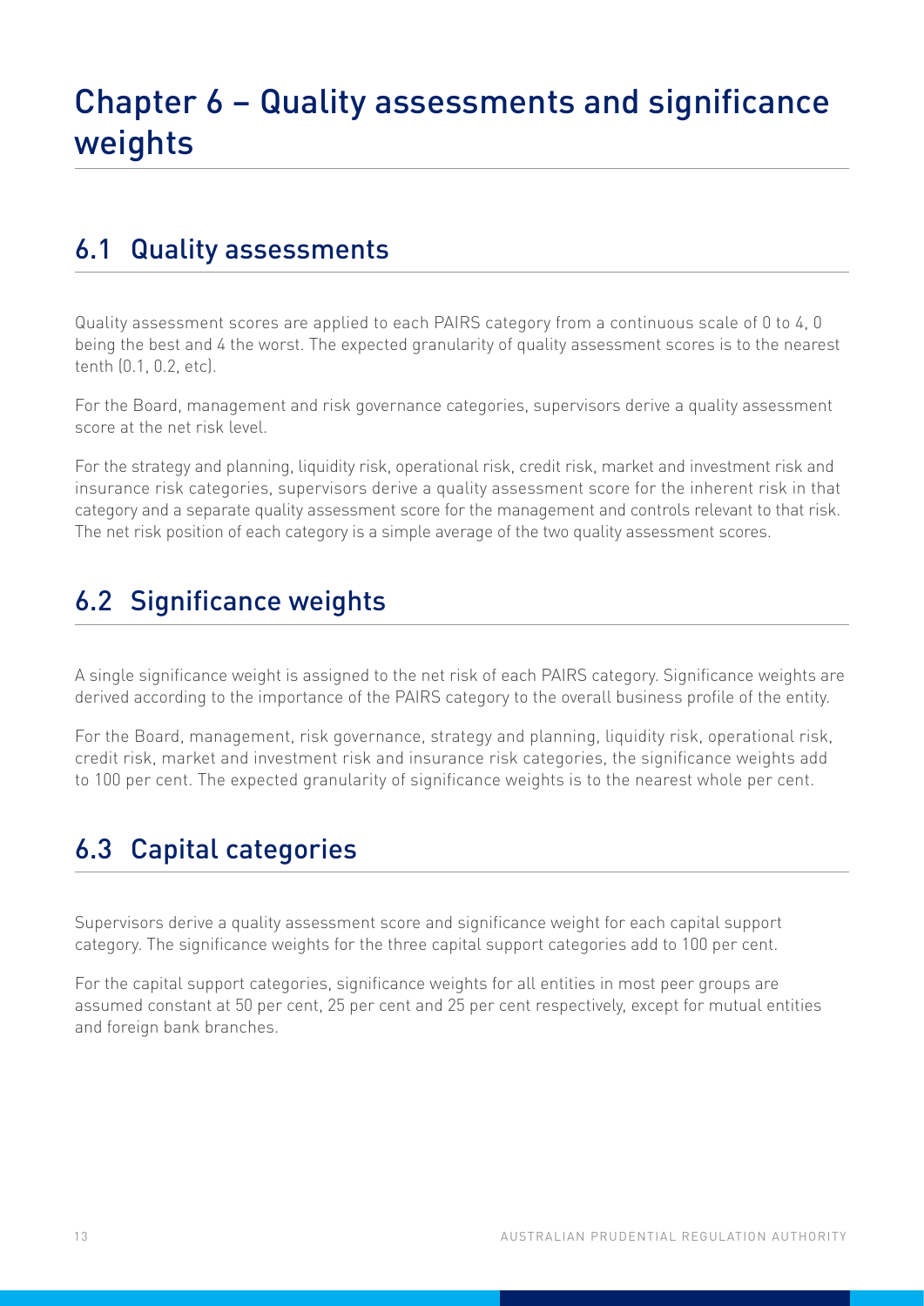# Chapter 6 – Quality assessments and significance weights

## 6.1 Quality assessments

Quality assessment scores are applied to each PAIRS category from a continuous scale of 0 to 4, 0 being the best and 4 the worst. The expected granularity of quality assessment scores is to the nearest tenth (0.1, 0.2, etc).

For the Board, management and risk governance categories, supervisors derive a quality assessment score at the net risk level.

For the strategy and planning, liquidity risk, operational risk, credit risk, market and investment risk and insurance risk categories, supervisors derive a quality assessment score for the inherent risk in that category and a separate quality assessment score for the management and controls relevant to that risk. The net risk position of each category is a simple average of the two quality assessment scores.

## 6.2 Significance weights

A single significance weight is assigned to the net risk of each PAIRS category. Significance weights are derived according to the importance of the PAIRS category to the overall business profile of the entity.

For the Board, management, risk governance, strategy and planning, liquidity risk, operational risk, credit risk, market and investment risk and insurance risk categories, the significance weights add to 100 per cent. The expected granularity of significance weights is to the nearest whole per cent.

## 6.3 Capital categories

Supervisors derive a quality assessment score and significance weight for each capital support category. The significance weights for the three capital support categories add to 100 per cent.

For the capital support categories, significance weights for all entities in most peer groups are assumed constant at 50 per cent, 25 per cent and 25 per cent respectively, except for mutual entities and foreign bank branches.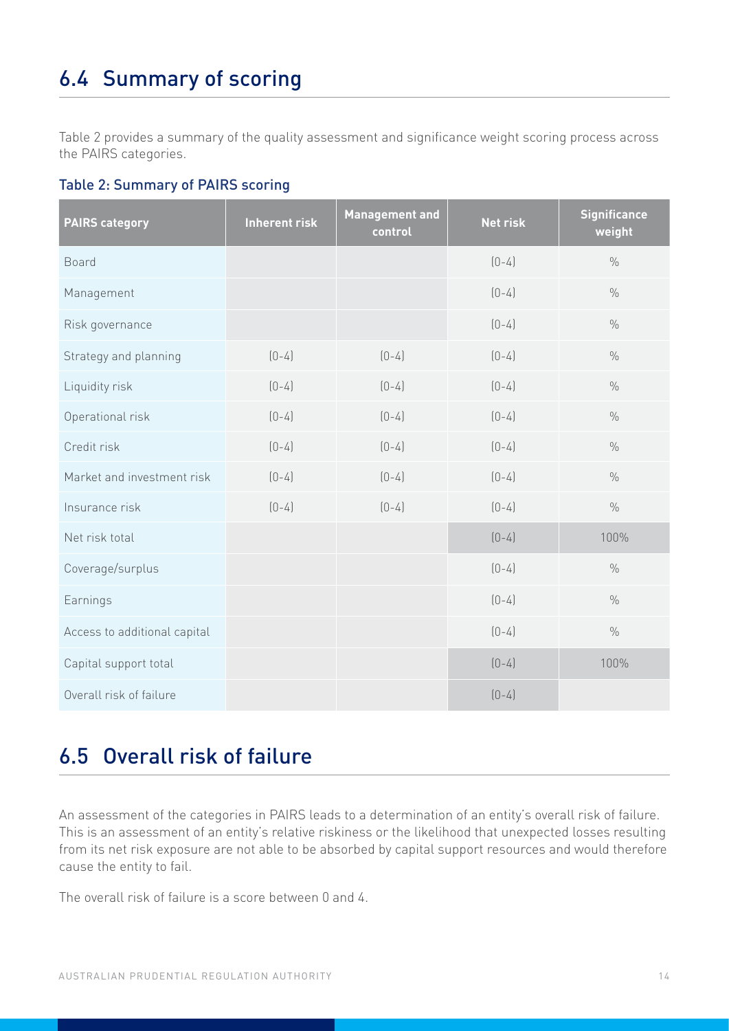## 6.4 Summary of scoring

Table 2 provides a summary of the quality assessment and significance weight scoring process across the PAIRS categories.

### Table 2: Summary of PAIRS scoring

| PAIRS category | Inherent risk | Management and control | Net risk | Significance weight |
|---|---|---|---|---|
| Board | | | [0-4] | % |
| Management | | | [0-4] | % |
| Risk governance | | | [0-4] | % |
| Strategy and planning | [0-4] | [0-4] | [0-4] | % |
| Liquidity risk | [0-4] | [0-4] | [0-4] | % |
| Operational risk | [0-4] | [0-4] | [0-4] | % |
| Credit risk | [0-4] | [0-4] | [0-4] | % |
| Market and investment risk | [0-4] | [0-4] | [0-4] | % |
| Insurance risk | [0-4] | [0-4] | [0-4] | % |
| Net risk total | | | [0-4] | 100% |
| Coverage/surplus | | | [0-4] | % |
| Earnings | | | [0-4] | % |
| Access to additional capital | | | [0-4] | % |
| Capital support total | | | [0-4] | 100% |
| Overall risk of failure | | | [0-4] | |

## 6.5 Overall risk of failure

An assessment of the categories in PAIRS leads to a determination of an entity's overall risk of failure. This is an assessment of an entity's relative riskiness or the likelihood that unexpected losses resulting from its net risk exposure are not able to be absorbed by capital support resources and would therefore cause the entity to fail.

The overall risk of failure is a score between 0 and 4.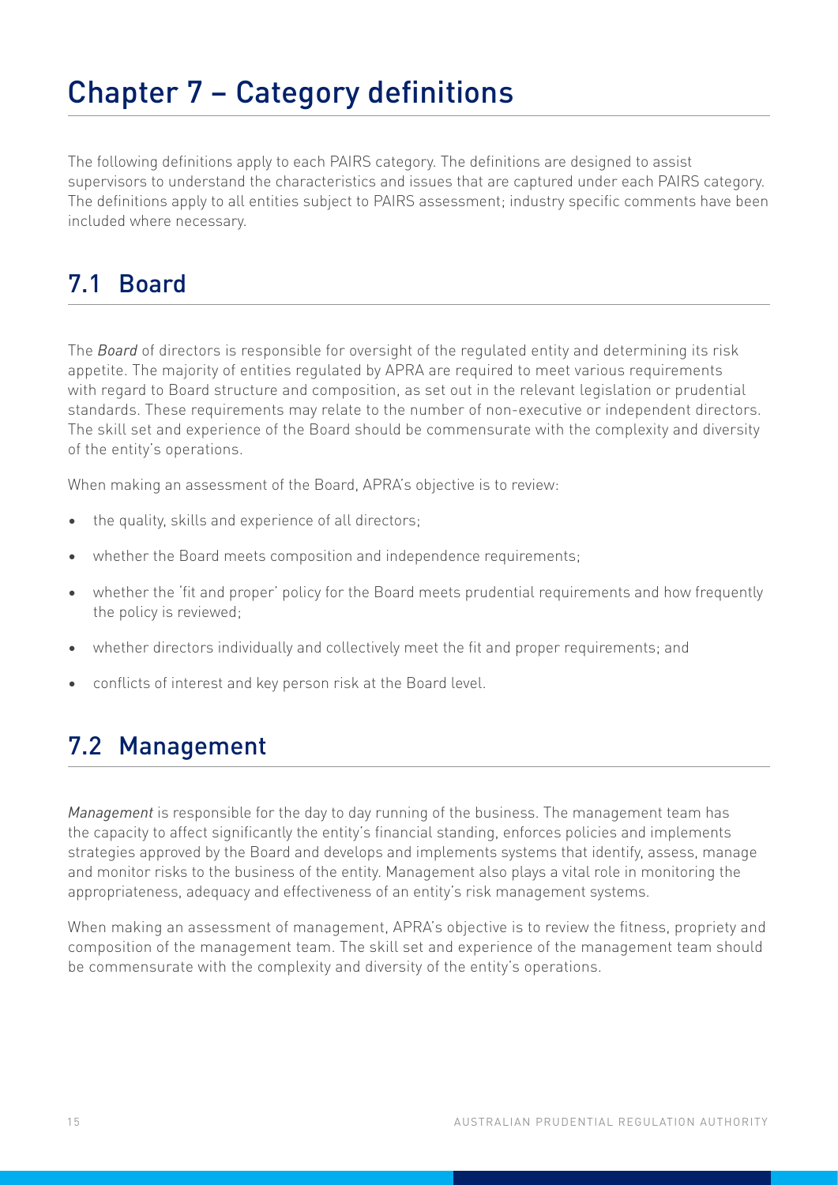# Chapter 7 – Category definitions

The following definitions apply to each PAIRS category. The definitions are designed to assist supervisors to understand the characteristics and issues that are captured under each PAIRS category. The definitions apply to all entities subject to PAIRS assessment; industry specific comments have been included where necessary.

## 7.1 Board

The *Board* of directors is responsible for oversight of the regulated entity and determining its risk appetite. The majority of entities regulated by APRA are required to meet various requirements with regard to Board structure and composition, as set out in the relevant legislation or prudential standards. These requirements may relate to the number of non-executive or independent directors. The skill set and experience of the Board should be commensurate with the complexity and diversity of the entity's operations.

When making an assessment of the Board, APRA's objective is to review:

- the quality, skills and experience of all directors;
- whether the Board meets composition and independence requirements;
- whether the 'fit and proper' policy for the Board meets prudential requirements and how frequently the policy is reviewed;
- whether directors individually and collectively meet the fit and proper requirements; and
- conflicts of interest and key person risk at the Board level.

## 7.2 Management

*Management* is responsible for the day to day running of the business. The management team has the capacity to affect significantly the entity's financial standing, enforces policies and implements strategies approved by the Board and develops and implements systems that identify, assess, manage and monitor risks to the business of the entity. Management also plays a vital role in monitoring the appropriateness, adequacy and effectiveness of an entity's risk management systems.

When making an assessment of management, APRA's objective is to review the fitness, propriety and composition of the management team. The skill set and experience of the management team should be commensurate with the complexity and diversity of the entity's operations.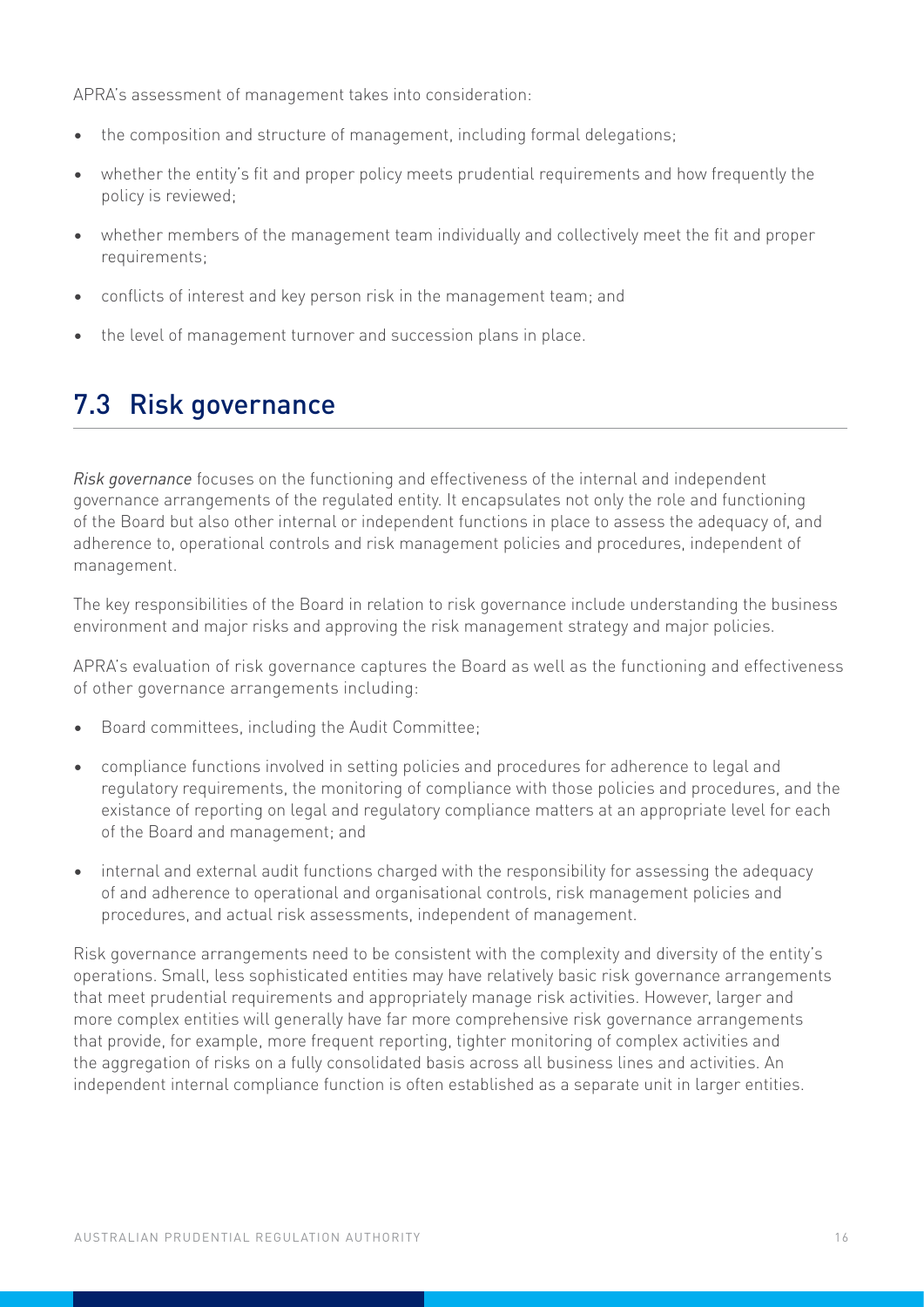APRA's assessment of management takes into consideration:

- the composition and structure of management, including formal delegations;
- whether the entity's fit and proper policy meets prudential requirements and how frequently the policy is reviewed;
- whether members of the management team individually and collectively meet the fit and proper requirements;
- conflicts of interest and key person risk in the management team; and
- the level of management turnover and succession plans in place.

## 7.3 Risk governance

*Risk governance* focuses on the functioning and effectiveness of the internal and independent governance arrangements of the regulated entity. It encapsulates not only the role and functioning of the Board but also other internal or independent functions in place to assess the adequacy of, and adherence to, operational controls and risk management policies and procedures, independent of management.

The key responsibilities of the Board in relation to risk governance include understanding the business environment and major risks and approving the risk management strategy and major policies.

APRA's evaluation of risk governance captures the Board as well as the functioning and effectiveness of other governance arrangements including:

- Board committees, including the Audit Committee;
- compliance functions involved in setting policies and procedures for adherence to legal and regulatory requirements, the monitoring of compliance with those policies and procedures, and the existance of reporting on legal and regulatory compliance matters at an appropriate level for each of the Board and management; and
- internal and external audit functions charged with the responsibility for assessing the adequacy of and adherence to operational and organisational controls, risk management policies and procedures, and actual risk assessments, independent of management.

Risk governance arrangements need to be consistent with the complexity and diversity of the entity's operations. Small, less sophisticated entities may have relatively basic risk governance arrangements that meet prudential requirements and appropriately manage risk activities. However, larger and more complex entities will generally have far more comprehensive risk governance arrangements that provide, for example, more frequent reporting, tighter monitoring of complex activities and the aggregation of risks on a fully consolidated basis across all business lines and activities. An independent internal compliance function is often established as a separate unit in larger entities.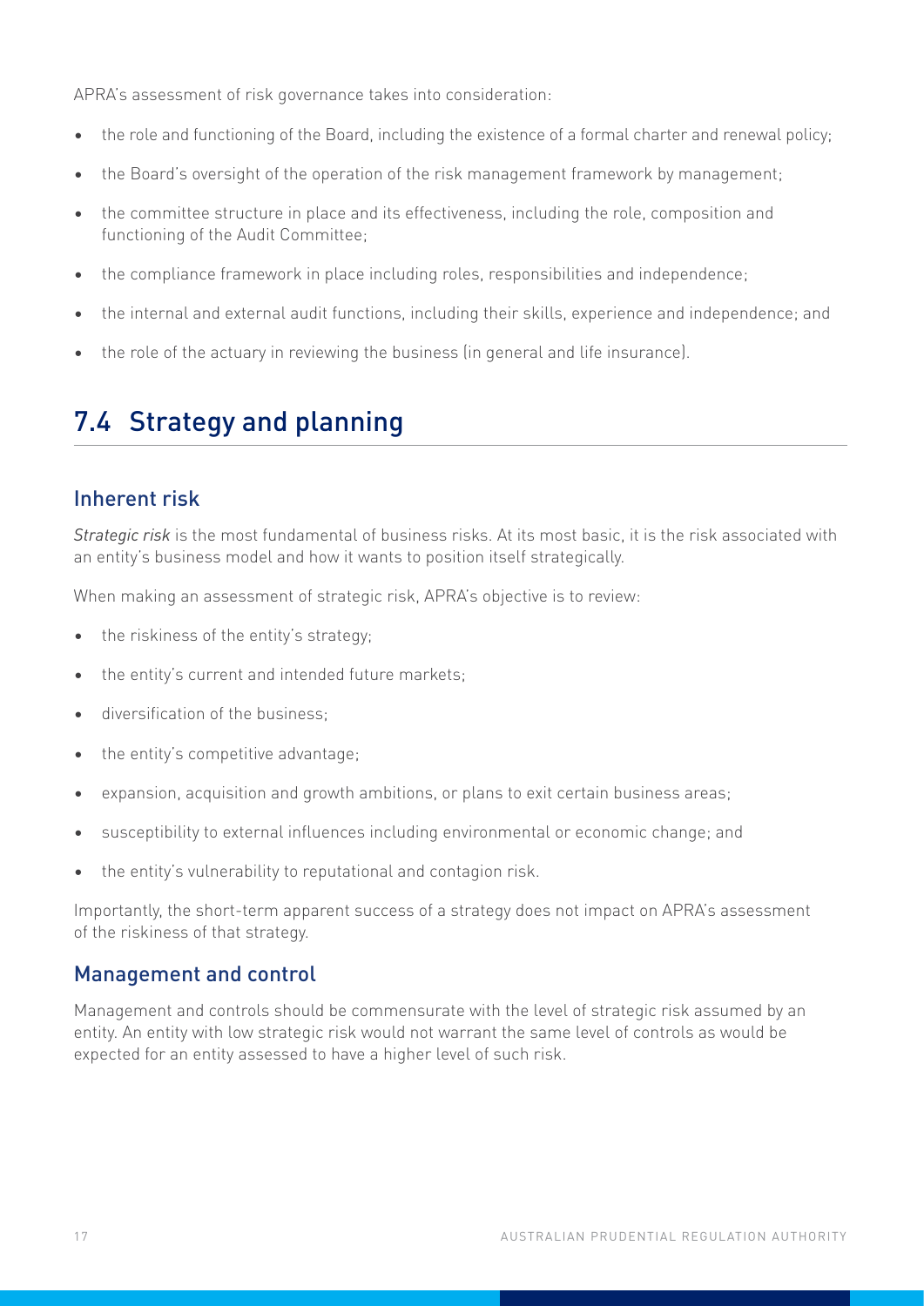APRA's assessment of risk governance takes into consideration:

- the role and functioning of the Board, including the existence of a formal charter and renewal policy;
- the Board's oversight of the operation of the risk management framework by management;
- the committee structure in place and its effectiveness, including the role, composition and functioning of the Audit Committee;
- the compliance framework in place including roles, responsibilities and independence;
- the internal and external audit functions, including their skills, experience and independence; and
- the role of the actuary in reviewing the business (in general and life insurance).

## 7.4 Strategy and planning

### Inherent risk

*Strategic risk* is the most fundamental of business risks. At its most basic, it is the risk associated with an entity's business model and how it wants to position itself strategically.

When making an assessment of strategic risk, APRA's objective is to review:

- the riskiness of the entity's strategy;
- the entity's current and intended future markets;
- diversification of the business;
- the entity's competitive advantage;
- expansion, acquisition and growth ambitions, or plans to exit certain business areas;
- susceptibility to external influences including environmental or economic change; and
- the entity's vulnerability to reputational and contagion risk.

Importantly, the short-term apparent success of a strategy does not impact on APRA's assessment of the riskiness of that strategy.

### Management and control

Management and controls should be commensurate with the level of strategic risk assumed by an entity. An entity with low strategic risk would not warrant the same level of controls as would be expected for an entity assessed to have a higher level of such risk.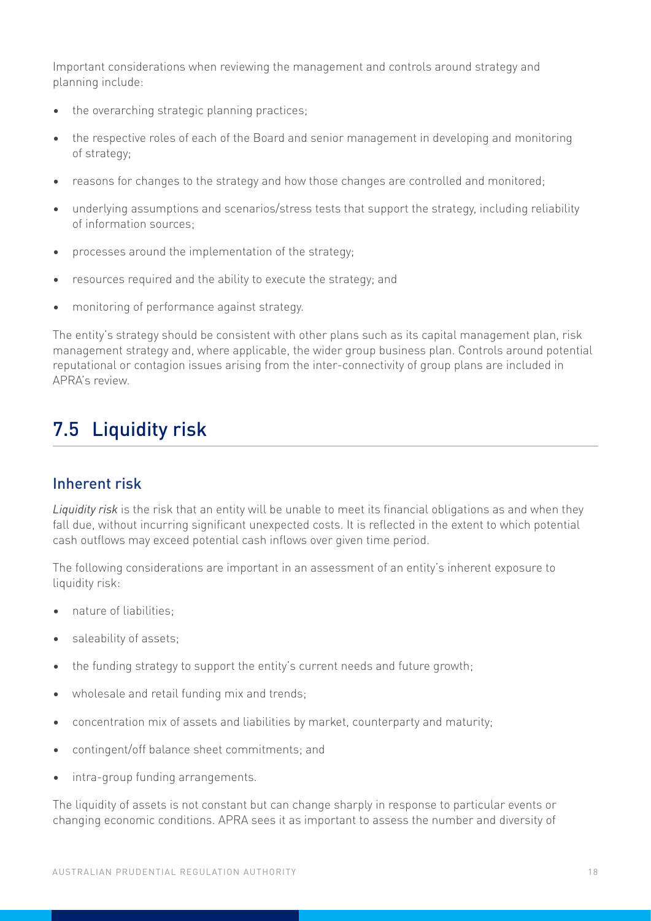Important considerations when reviewing the management and controls around strategy and planning include:

- the overarching strategic planning practices;
- the respective roles of each of the Board and senior management in developing and monitoring of strategy;
- reasons for changes to the strategy and how those changes are controlled and monitored;
- underlying assumptions and scenarios/stress tests that support the strategy, including reliability of information sources;
- processes around the implementation of the strategy;
- resources required and the ability to execute the strategy; and
- monitoring of performance against strategy.

The entity's strategy should be consistent with other plans such as its capital management plan, risk management strategy and, where applicable, the wider group business plan. Controls around potential reputational or contagion issues arising from the inter-connectivity of group plans are included in APRA's review.

## 7.5 Liquidity risk

### Inherent risk

*Liquidity risk* is the risk that an entity will be unable to meet its financial obligations as and when they fall due, without incurring significant unexpected costs. It is reflected in the extent to which potential cash outflows may exceed potential cash inflows over given time period.

The following considerations are important in an assessment of an entity's inherent exposure to liquidity risk:

- nature of liabilities;
- saleability of assets;
- the funding strategy to support the entity's current needs and future growth;
- wholesale and retail funding mix and trends;
- concentration mix of assets and liabilities by market, counterparty and maturity;
- contingent/off balance sheet commitments; and
- intra-group funding arrangements.

The liquidity of assets is not constant but can change sharply in response to particular events or changing economic conditions. APRA sees it as important to assess the number and diversity of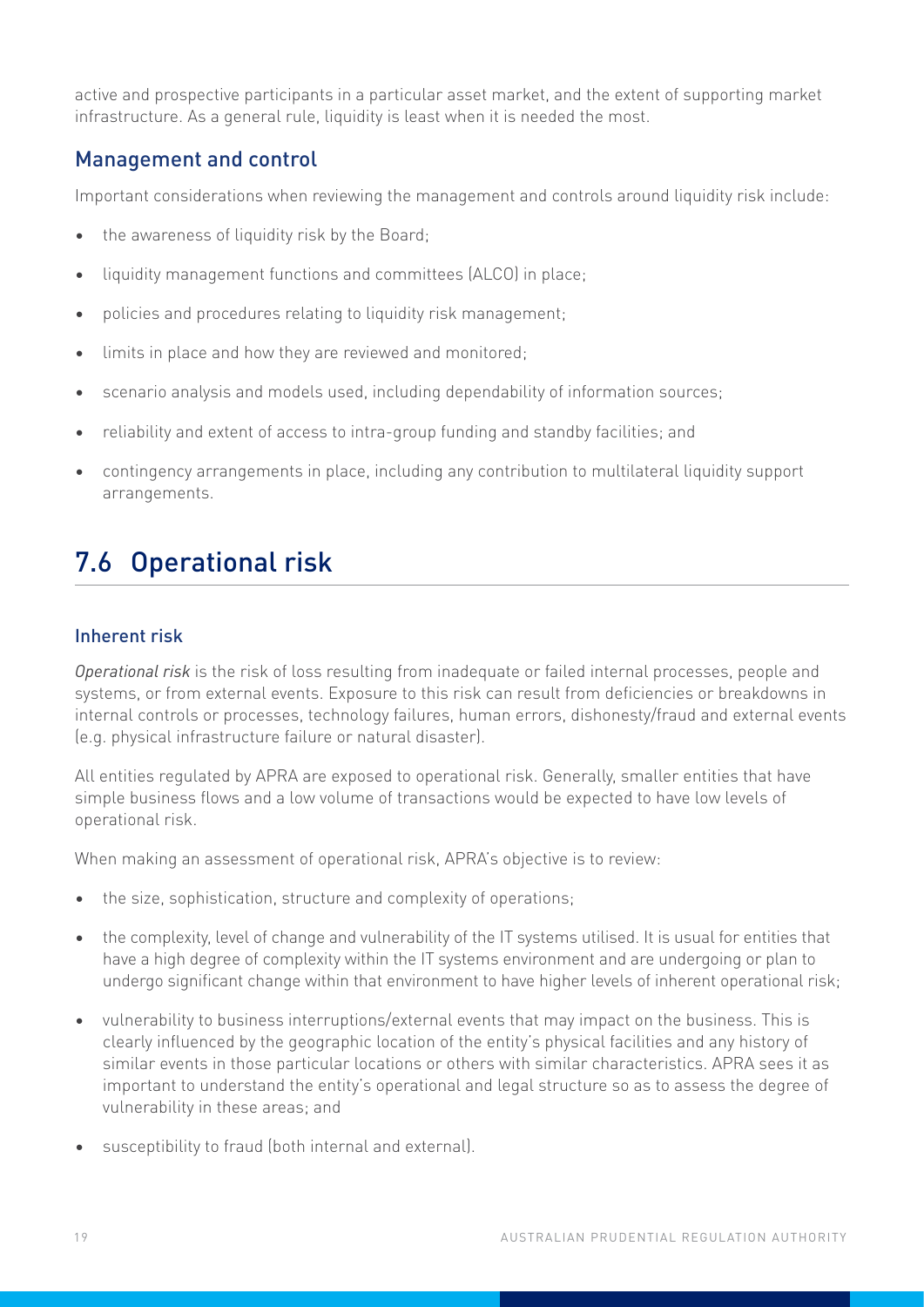active and prospective participants in a particular asset market, and the extent of supporting market infrastructure. As a general rule, liquidity is least when it is needed the most.

### Management and control

Important considerations when reviewing the management and controls around liquidity risk include:

- the awareness of liquidity risk by the Board;
- liquidity management functions and committees (ALCO) in place;
- policies and procedures relating to liquidity risk management;
- limits in place and how they are reviewed and monitored;
- scenario analysis and models used, including dependability of information sources;
- reliability and extent of access to intra-group funding and standby facilities; and
- contingency arrangements in place, including any contribution to multilateral liquidity support arrangements.

## 7.6 Operational risk

### Inherent risk

*Operational risk* is the risk of loss resulting from inadequate or failed internal processes, people and systems, or from external events. Exposure to this risk can result from deficiencies or breakdowns in internal controls or processes, technology failures, human errors, dishonesty/fraud and external events (e.g. physical infrastructure failure or natural disaster).

All entities regulated by APRA are exposed to operational risk. Generally, smaller entities that have simple business flows and a low volume of transactions would be expected to have low levels of operational risk.

When making an assessment of operational risk, APRA's objective is to review:

- the size, sophistication, structure and complexity of operations;
- the complexity, level of change and vulnerability of the IT systems utilised. It is usual for entities that have a high degree of complexity within the IT systems environment and are undergoing or plan to undergo significant change within that environment to have higher levels of inherent operational risk;
- vulnerability to business interruptions/external events that may impact on the business. This is clearly influenced by the geographic location of the entity's physical facilities and any history of similar events in those particular locations or others with similar characteristics. APRA sees it as important to understand the entity's operational and legal structure so as to assess the degree of vulnerability in these areas; and
- susceptibility to fraud (both internal and external).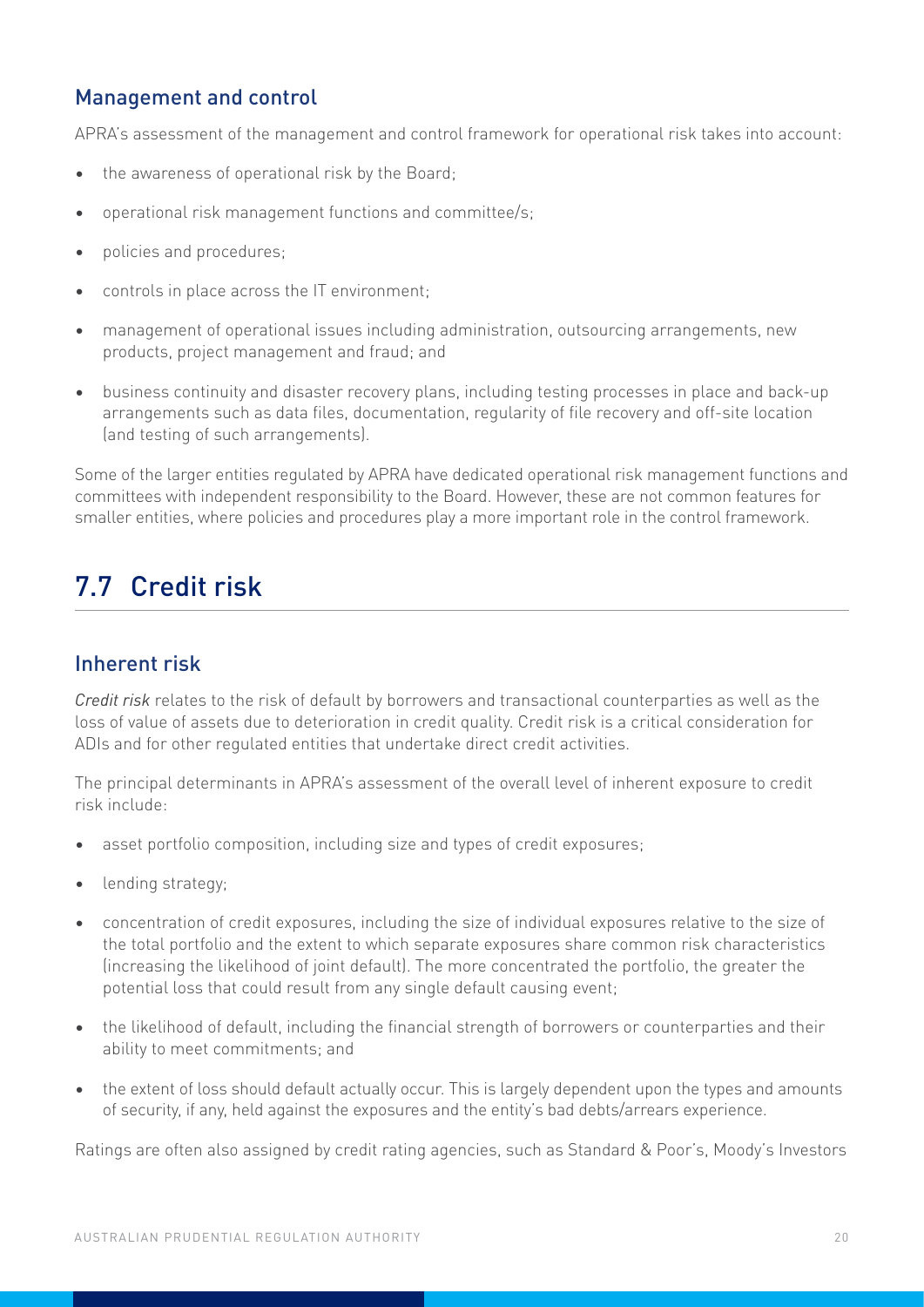### Management and control

APRA's assessment of the management and control framework for operational risk takes into account:

- the awareness of operational risk by the Board;
- operational risk management functions and committee/s;
- policies and procedures;
- controls in place across the IT environment;
- management of operational issues including administration, outsourcing arrangements, new products, project management and fraud; and
- business continuity and disaster recovery plans, including testing processes in place and back-up arrangements such as data files, documentation, regularity of file recovery and off-site location (and testing of such arrangements).

Some of the larger entities regulated by APRA have dedicated operational risk management functions and committees with independent responsibility to the Board. However, these are not common features for smaller entities, where policies and procedures play a more important role in the control framework.

## 7.7 Credit risk

### Inherent risk

*Credit risk* relates to the risk of default by borrowers and transactional counterparties as well as the loss of value of assets due to deterioration in credit quality. Credit risk is a critical consideration for ADIs and for other regulated entities that undertake direct credit activities.

The principal determinants in APRA's assessment of the overall level of inherent exposure to credit risk include:

- asset portfolio composition, including size and types of credit exposures;
- lending strategy;
- concentration of credit exposures, including the size of individual exposures relative to the size of the total portfolio and the extent to which separate exposures share common risk characteristics (increasing the likelihood of joint default). The more concentrated the portfolio, the greater the potential loss that could result from any single default causing event;
- the likelihood of default, including the financial strength of borrowers or counterparties and their ability to meet commitments; and
- the extent of loss should default actually occur. This is largely dependent upon the types and amounts of security, if any, held against the exposures and the entity's bad debts/arrears experience.

Ratings are often also assigned by credit rating agencies, such as Standard & Poor's, Moody's Investors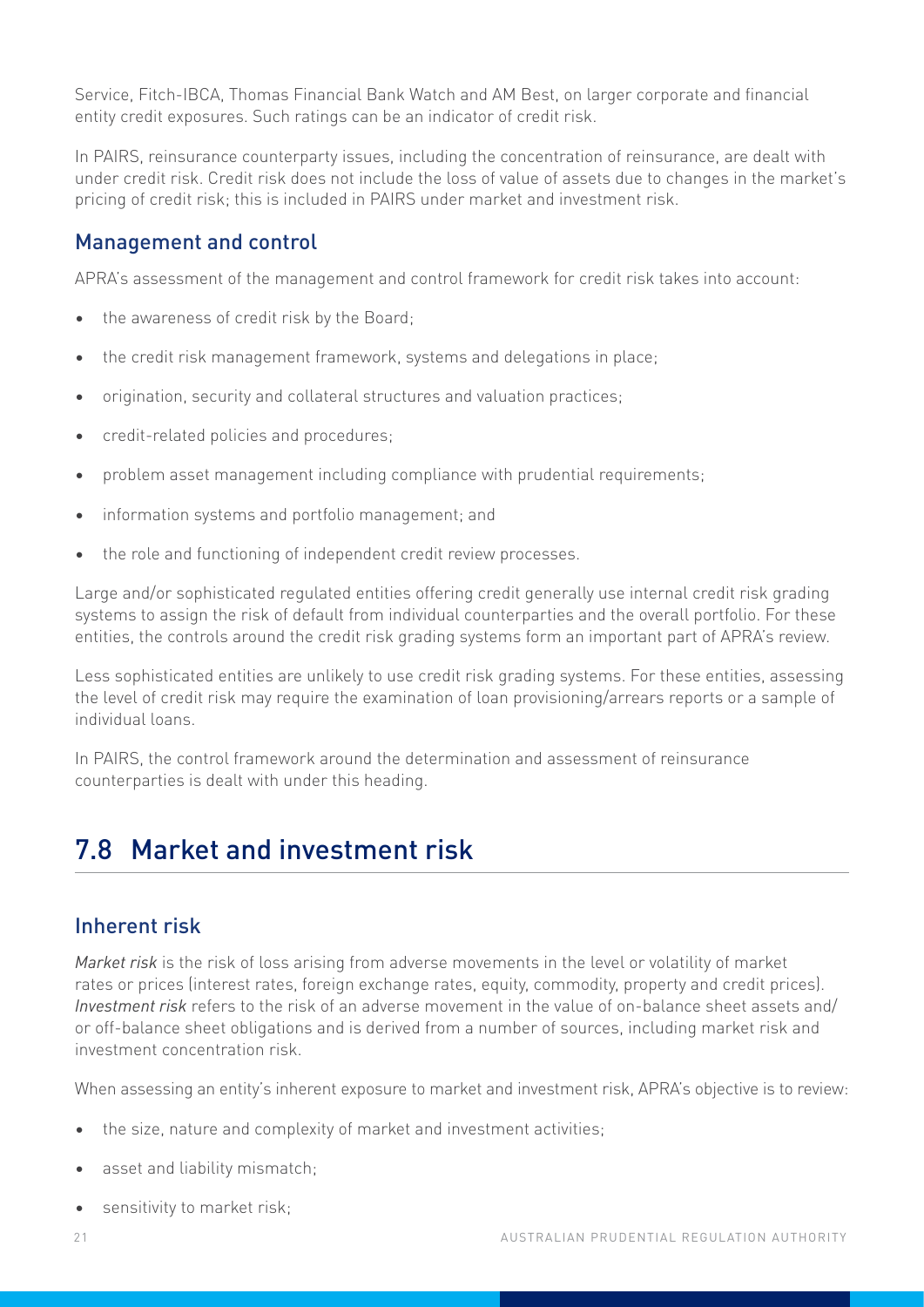Service, Fitch-IBCA, Thomas Financial Bank Watch and AM Best, on larger corporate and financial entity credit exposures. Such ratings can be an indicator of credit risk.

In PAIRS, reinsurance counterparty issues, including the concentration of reinsurance, are dealt with under credit risk. Credit risk does not include the loss of value of assets due to changes in the market's pricing of credit risk; this is included in PAIRS under market and investment risk.

### Management and control

APRA's assessment of the management and control framework for credit risk takes into account:

- the awareness of credit risk by the Board;
- the credit risk management framework, systems and delegations in place;
- origination, security and collateral structures and valuation practices;
- credit-related policies and procedures;
- problem asset management including compliance with prudential requirements;
- information systems and portfolio management; and
- the role and functioning of independent credit review processes.

Large and/or sophisticated regulated entities offering credit generally use internal credit risk grading systems to assign the risk of default from individual counterparties and the overall portfolio. For these entities, the controls around the credit risk grading systems form an important part of APRA's review.

Less sophisticated entities are unlikely to use credit risk grading systems. For these entities, assessing the level of credit risk may require the examination of loan provisioning/arrears reports or a sample of individual loans.

In PAIRS, the control framework around the determination and assessment of reinsurance counterparties is dealt with under this heading.

## 7.8 Market and investment risk

### Inherent risk

*Market risk* is the risk of loss arising from adverse movements in the level or volatility of market rates or prices (interest rates, foreign exchange rates, equity, commodity, property and credit prices). *Investment risk* refers to the risk of an adverse movement in the value of on-balance sheet assets and/or off-balance sheet obligations and is derived from a number of sources, including market risk and investment concentration risk.

When assessing an entity's inherent exposure to market and investment risk, APRA's objective is to review:

- the size, nature and complexity of market and investment activities;
- asset and liability mismatch;
- sensitivity to market risk;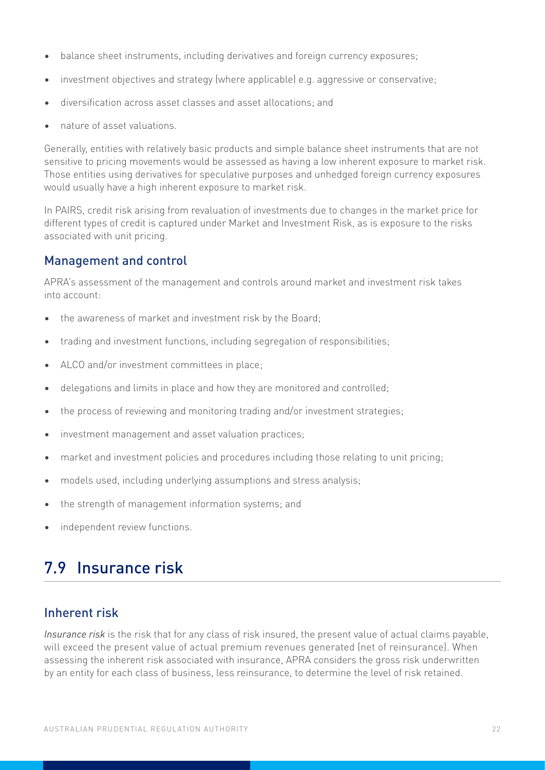- balance sheet instruments, including derivatives and foreign currency exposures;
- investment objectives and strategy (where applicable) e.g. aggressive or conservative;
- diversification across asset classes and asset allocations; and
- nature of asset valuations.

Generally, entities with relatively basic products and simple balance sheet instruments that are not sensitive to pricing movements would be assessed as having a low inherent exposure to market risk. Those entities using derivatives for speculative purposes and unhedged foreign currency exposures would usually have a high inherent exposure to market risk.

In PAIRS, credit risk arising from revaluation of investments due to changes in the market price for different types of credit is captured under Market and Investment Risk, as is exposure to the risks associated with unit pricing.

### Management and control

APRA's assessment of the management and controls around market and investment risk takes into account:

- the awareness of market and investment risk by the Board;
- trading and investment functions, including segregation of responsibilities;
- ALCO and/or investment committees in place;
- delegations and limits in place and how they are monitored and controlled;
- the process of reviewing and monitoring trading and/or investment strategies;
- investment management and asset valuation practices;
- market and investment policies and procedures including those relating to unit pricing;
- models used, including underlying assumptions and stress analysis;
- the strength of management information systems; and
- independent review functions.

## 7.9 Insurance risk

### Inherent risk

*Insurance risk* is the risk that for any class of risk insured, the present value of actual claims payable, will exceed the present value of actual premium revenues generated (net of reinsurance). When assessing the inherent risk associated with insurance, APRA considers the gross risk underwritten by an entity for each class of business, less reinsurance, to determine the level of risk retained.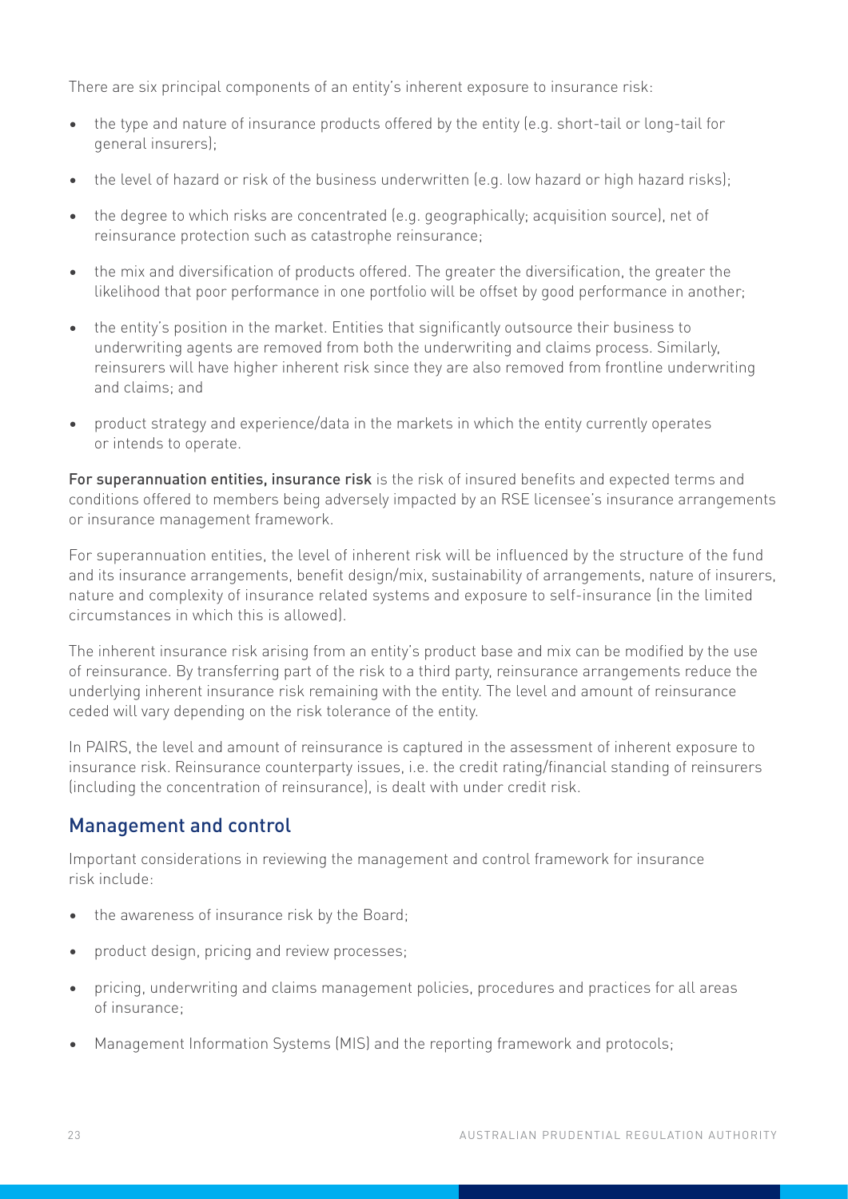There are six principal components of an entity's inherent exposure to insurance risk:

- the type and nature of insurance products offered by the entity (e.g. short-tail or long-tail for general insurers);
- the level of hazard or risk of the business underwritten (e.g. low hazard or high hazard risks);
- the degree to which risks are concentrated (e.g. geographically; acquisition source), net of reinsurance protection such as catastrophe reinsurance;
- the mix and diversification of products offered. The greater the diversification, the greater the likelihood that poor performance in one portfolio will be offset by good performance in another;
- the entity's position in the market. Entities that significantly outsource their business to underwriting agents are removed from both the underwriting and claims process. Similarly, reinsurers will have higher inherent risk since they are also removed from frontline underwriting and claims; and
- product strategy and experience/data in the markets in which the entity currently operates or intends to operate.

**For superannuation entities, insurance risk** is the risk of insured benefits and expected terms and conditions offered to members being adversely impacted by an RSE licensee's insurance arrangements or insurance management framework.

For superannuation entities, the level of inherent risk will be influenced by the structure of the fund and its insurance arrangements, benefit design/mix, sustainability of arrangements, nature of insurers, nature and complexity of insurance related systems and exposure to self-insurance (in the limited circumstances in which this is allowed).

The inherent insurance risk arising from an entity's product base and mix can be modified by the use of reinsurance. By transferring part of the risk to a third party, reinsurance arrangements reduce the underlying inherent insurance risk remaining with the entity. The level and amount of reinsurance ceded will vary depending on the risk tolerance of the entity.

In PAIRS, the level and amount of reinsurance is captured in the assessment of inherent exposure to insurance risk. Reinsurance counterparty issues, i.e. the credit rating/financial standing of reinsurers (including the concentration of reinsurance), is dealt with under credit risk.

## Management and control

Important considerations in reviewing the management and control framework for insurance risk include:

- the awareness of insurance risk by the Board;
- product design, pricing and review processes;
- pricing, underwriting and claims management policies, procedures and practices for all areas of insurance;
- Management Information Systems (MIS) and the reporting framework and protocols;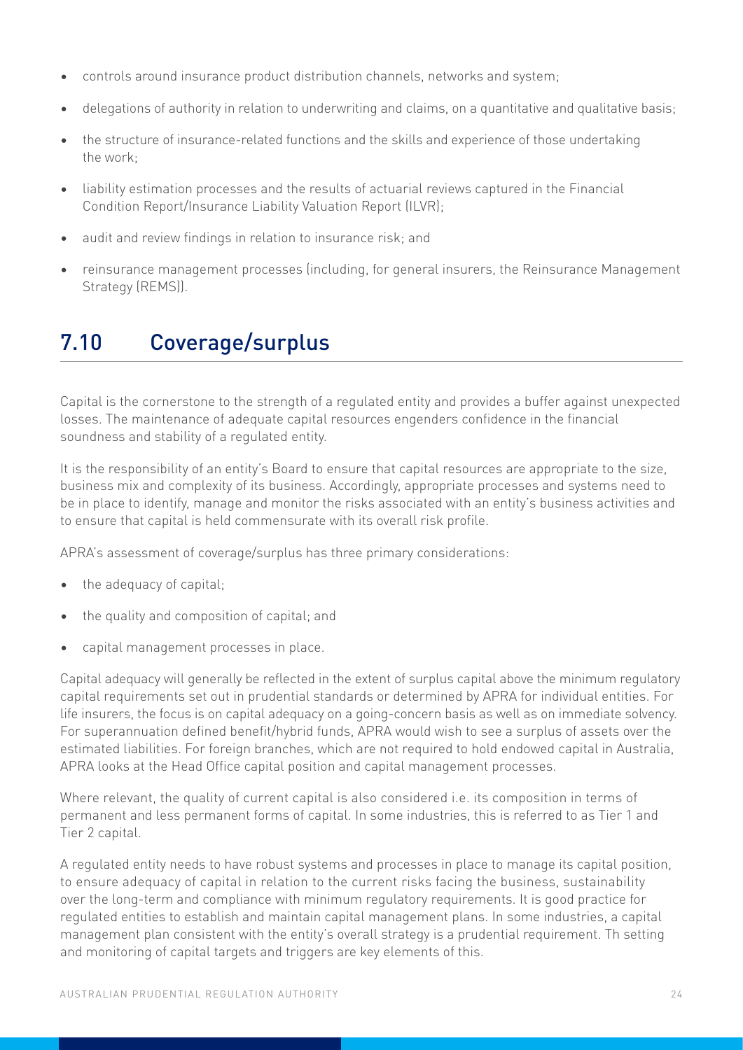- controls around insurance product distribution channels, networks and system;
- delegations of authority in relation to underwriting and claims, on a quantitative and qualitative basis;
- the structure of insurance-related functions and the skills and experience of those undertaking the work;
- liability estimation processes and the results of actuarial reviews captured in the Financial Condition Report/Insurance Liability Valuation Report (ILVR);
- audit and review findings in relation to insurance risk; and
- reinsurance management processes (including, for general insurers, the Reinsurance Management Strategy (REMS)).

## 7.10 Coverage/surplus

Capital is the cornerstone to the strength of a regulated entity and provides a buffer against unexpected losses. The maintenance of adequate capital resources engenders confidence in the financial soundness and stability of a regulated entity.

It is the responsibility of an entity's Board to ensure that capital resources are appropriate to the size, business mix and complexity of its business. Accordingly, appropriate processes and systems need to be in place to identify, manage and monitor the risks associated with an entity's business activities and to ensure that capital is held commensurate with its overall risk profile.

APRA's assessment of coverage/surplus has three primary considerations:

- the adequacy of capital;
- the quality and composition of capital; and
- capital management processes in place.

Capital adequacy will generally be reflected in the extent of surplus capital above the minimum regulatory capital requirements set out in prudential standards or determined by APRA for individual entities. For life insurers, the focus is on capital adequacy on a going-concern basis as well as on immediate solvency. For superannuation defined benefit/hybrid funds, APRA would wish to see a surplus of assets over the estimated liabilities. For foreign branches, which are not required to hold endowed capital in Australia, APRA looks at the Head Office capital position and capital management processes.

Where relevant, the quality of current capital is also considered i.e. its composition in terms of permanent and less permanent forms of capital. In some industries, this is referred to as Tier 1 and Tier 2 capital.

A regulated entity needs to have robust systems and processes in place to manage its capital position, to ensure adequacy of capital in relation to the current risks facing the business, sustainability over the long-term and compliance with minimum regulatory requirements. It is good practice for regulated entities to establish and maintain capital management plans. In some industries, a capital management plan consistent with the entity's overall strategy is a prudential requirement. Th setting and monitoring of capital targets and triggers are key elements of this.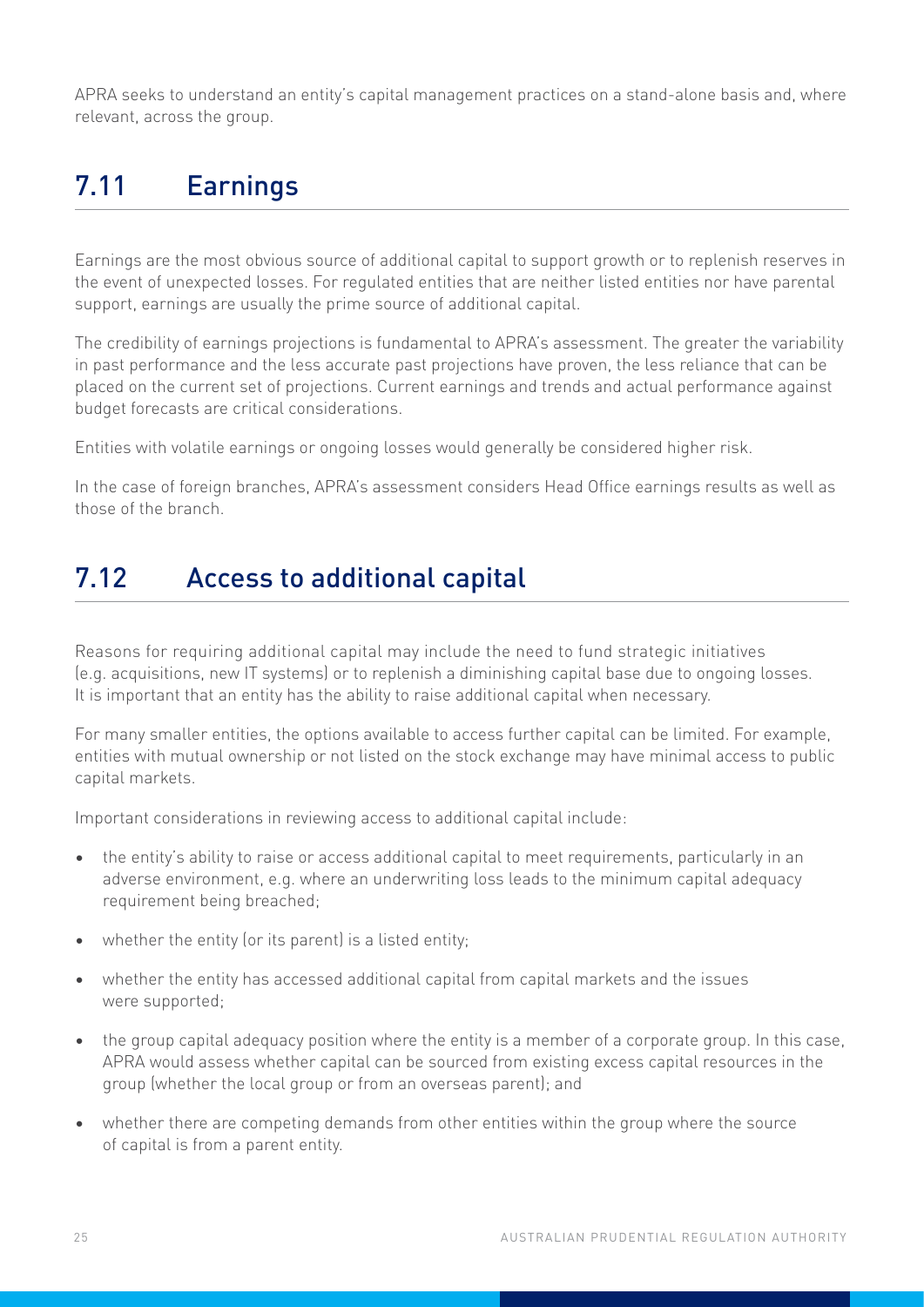APRA seeks to understand an entity's capital management practices on a stand-alone basis and, where relevant, across the group.

## 7.11 Earnings

Earnings are the most obvious source of additional capital to support growth or to replenish reserves in the event of unexpected losses. For regulated entities that are neither listed entities nor have parental support, earnings are usually the prime source of additional capital.

The credibility of earnings projections is fundamental to APRA's assessment. The greater the variability in past performance and the less accurate past projections have proven, the less reliance that can be placed on the current set of projections. Current earnings and trends and actual performance against budget forecasts are critical considerations.

Entities with volatile earnings or ongoing losses would generally be considered higher risk.

In the case of foreign branches, APRA's assessment considers Head Office earnings results as well as those of the branch.

## 7.12 Access to additional capital

Reasons for requiring additional capital may include the need to fund strategic initiatives (e.g. acquisitions, new IT systems) or to replenish a diminishing capital base due to ongoing losses. It is important that an entity has the ability to raise additional capital when necessary.

For many smaller entities, the options available to access further capital can be limited. For example, entities with mutual ownership or not listed on the stock exchange may have minimal access to public capital markets.

Important considerations in reviewing access to additional capital include:

- the entity's ability to raise or access additional capital to meet requirements, particularly in an adverse environment, e.g. where an underwriting loss leads to the minimum capital adequacy requirement being breached;
- whether the entity (or its parent) is a listed entity;
- whether the entity has accessed additional capital from capital markets and the issues were supported;
- the group capital adequacy position where the entity is a member of a corporate group. In this case, APRA would assess whether capital can be sourced from existing excess capital resources in the group (whether the local group or from an overseas parent); and
- whether there are competing demands from other entities within the group where the source of capital is from a parent entity.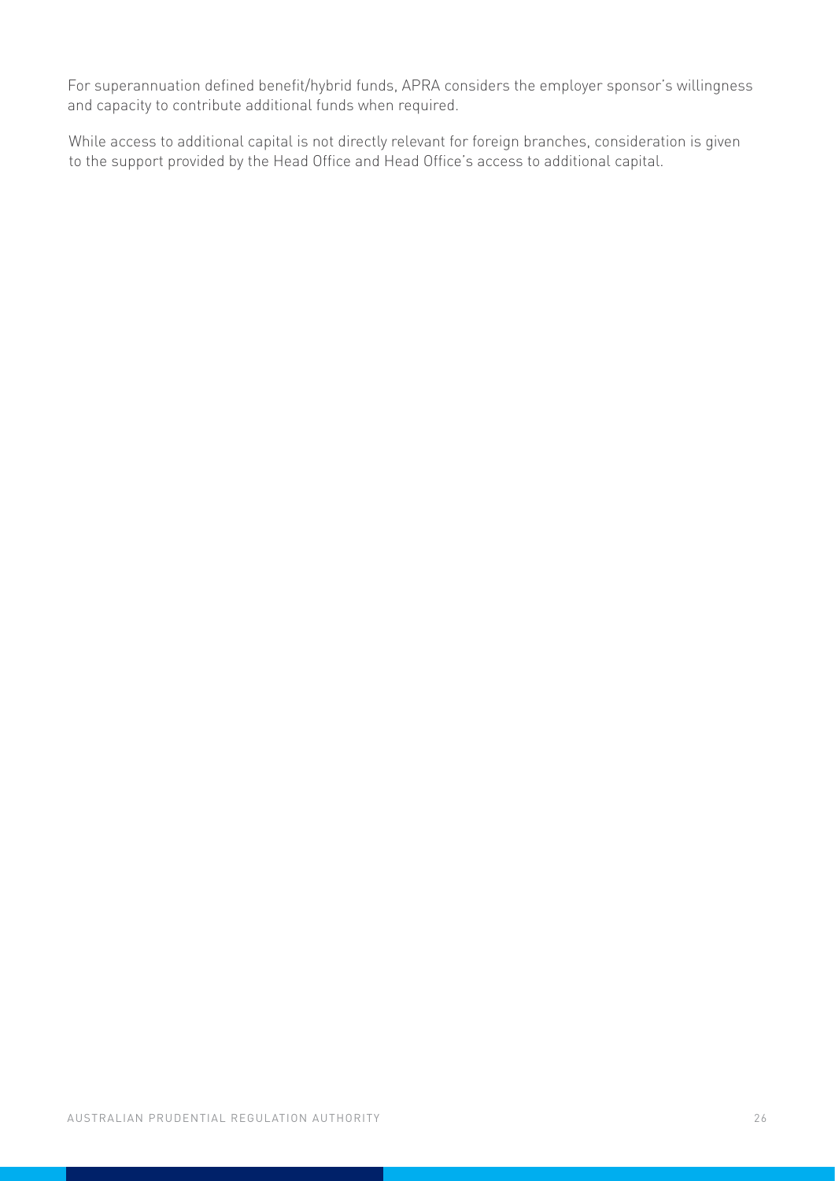For superannuation defined benefit/hybrid funds, APRA considers the employer sponsor's willingness and capacity to contribute additional funds when required.

While access to additional capital is not directly relevant for foreign branches, consideration is given to the support provided by the Head Office and Head Office's access to additional capital.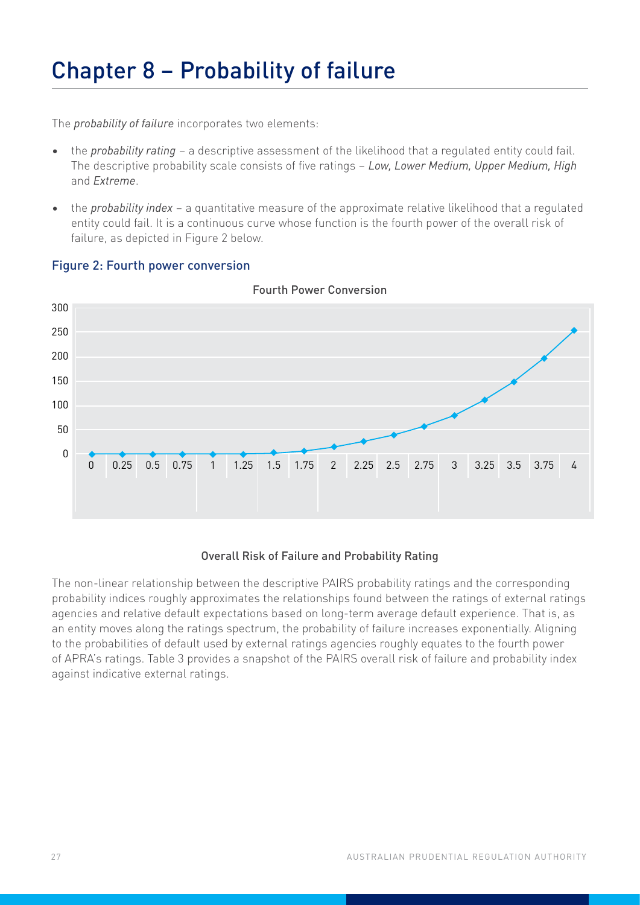# Chapter 8 – Probability of failure

The *probability of failure* incorporates two elements:

- the *probability rating* – a descriptive assessment of the likelihood that a regulated entity could fail. The descriptive probability scale consists of five ratings – *Low, Lower Medium, Upper Medium, High* and *Extreme*.
- the *probability index* – a quantitative measure of the approximate relative likelihood that a regulated entity could fail. It is a continuous curve whose function is the fourth power of the overall risk of failure, as depicted in Figure 2 below.

### Figure 2: Fourth power conversion

Fourth Power Conversion

Overall Risk of Failure and Probability Rating

The non-linear relationship between the descriptive PAIRS probability ratings and the corresponding probability indices roughly approximates the relationships found between the ratings of external ratings agencies and relative default expectations based on long-term average default experience. That is, as an entity moves along the ratings spectrum, the probability of failure increases exponentially. Aligning to the probabilities of default used by external ratings agencies roughly equates to the fourth power of APRA's ratings. Table 3 provides a snapshot of the PAIRS overall risk of failure and probability index against indicative external ratings.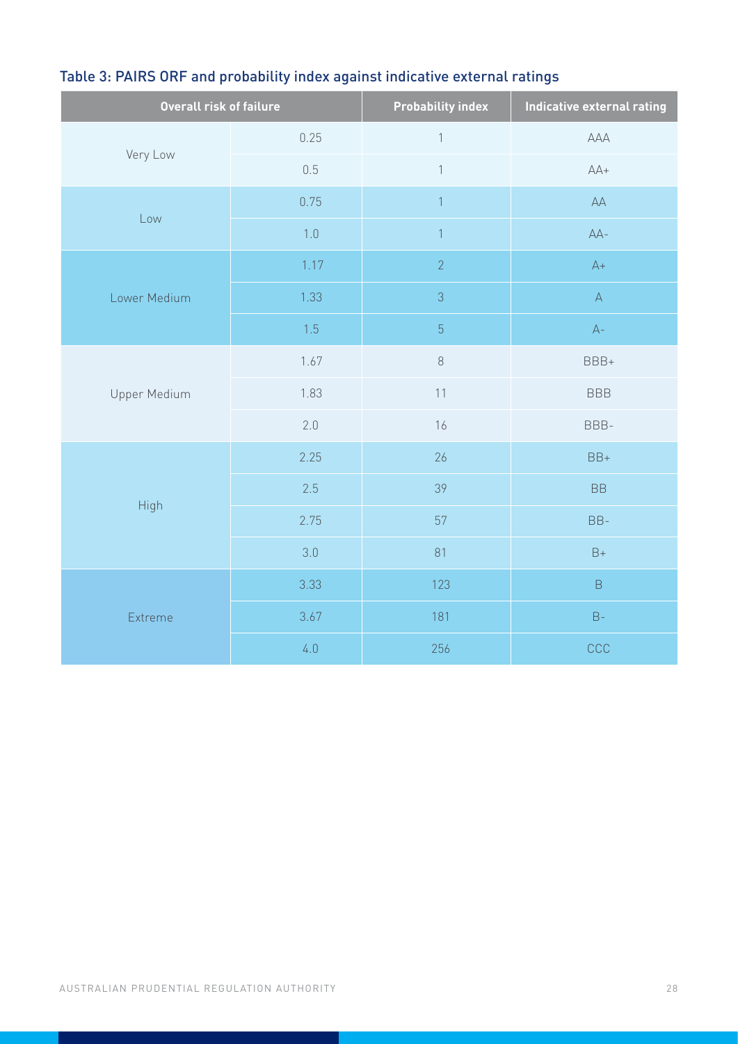## Table 3: PAIRS ORF and probability index against indicative external ratings

| Overall risk of failure | | Probability index | Indicative external rating |
|---|---|---|---|
| Very Low | 0.25 | 1 | AAA |
| | 0.5 | 1 | AA+ |
| Low | 0.75 | 1 | AA |
| | 1.0 | 1 | AA- |
| Lower Medium | 1.17 | 2 | A+ |
| | 1.33 | 3 | A |
| | 1.5 | 5 | A- |
| Upper Medium | 1.67 | 8 | BBB+ |
| | 1.83 | 11 | BBB |
| | 2.0 | 16 | BBB- |
| High | 2.25 | 26 | BB+ |
| | 2.5 | 39 | BB |
| | 2.75 | 57 | BB- |
| | 3.0 | 81 | B+ |
| Extreme | 3.33 | 123 | B |
| | 3.67 | 181 | B- |
| | 4.0 | 256 | CCC |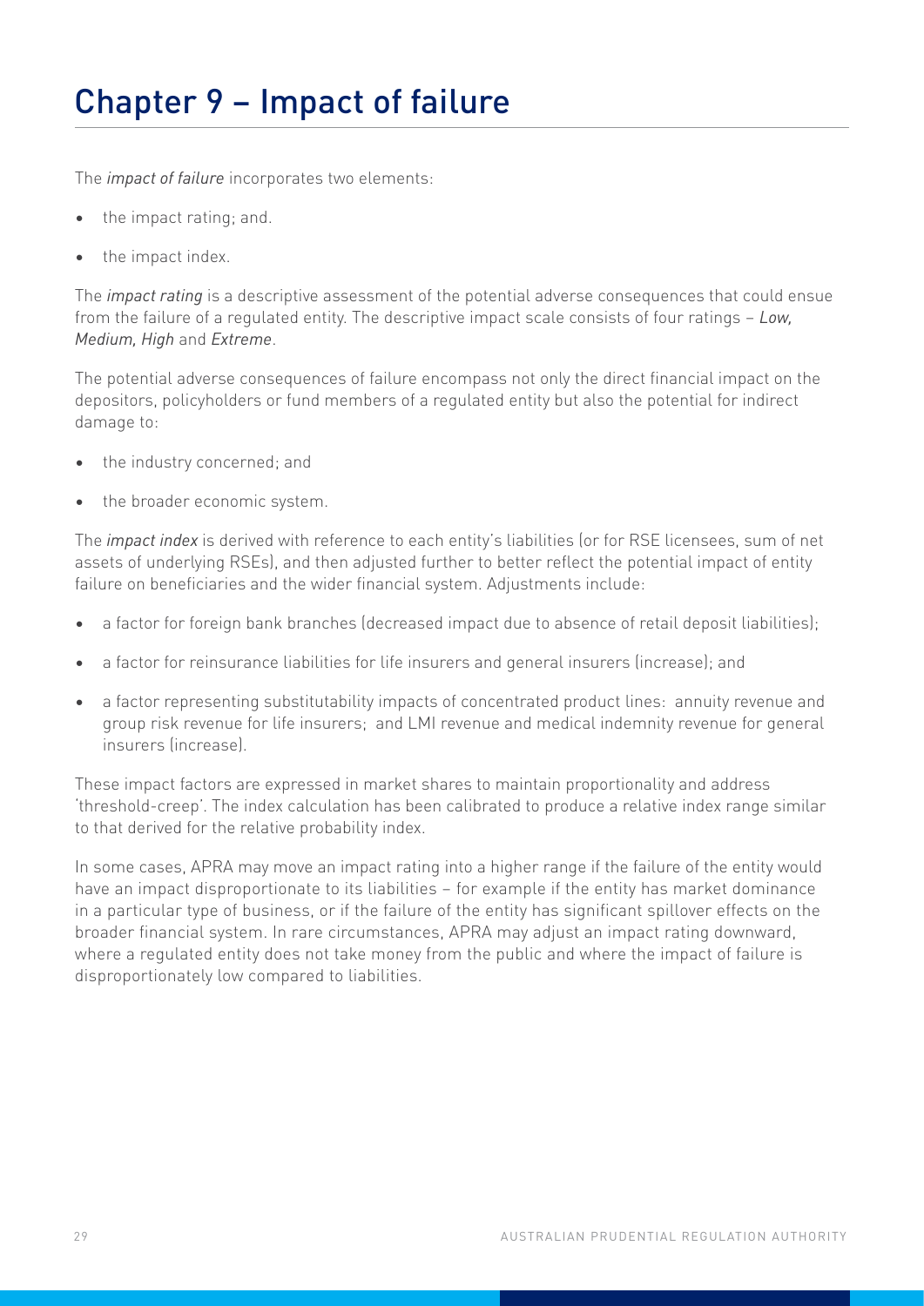# Chapter 9 – Impact of failure

The *impact of failure* incorporates two elements:

- the impact rating; and.
- the impact index.

The *impact rating* is a descriptive assessment of the potential adverse consequences that could ensue from the failure of a regulated entity. The descriptive impact scale consists of four ratings – *Low, Medium, High* and *Extreme*.

The potential adverse consequences of failure encompass not only the direct financial impact on the depositors, policyholders or fund members of a regulated entity but also the potential for indirect damage to:

- the industry concerned; and
- the broader economic system.

The *impact index* is derived with reference to each entity's liabilities (or for RSE licensees, sum of net assets of underlying RSEs), and then adjusted further to better reflect the potential impact of entity failure on beneficiaries and the wider financial system. Adjustments include:

- a factor for foreign bank branches (decreased impact due to absence of retail deposit liabilities);
- a factor for reinsurance liabilities for life insurers and general insurers (increase); and
- a factor representing substitutability impacts of concentrated product lines: annuity revenue and group risk revenue for life insurers; and LMI revenue and medical indemnity revenue for general insurers (increase).

These impact factors are expressed in market shares to maintain proportionality and address 'threshold-creep'. The index calculation has been calibrated to produce a relative index range similar to that derived for the relative probability index.

In some cases, APRA may move an impact rating into a higher range if the failure of the entity would have an impact disproportionate to its liabilities – for example if the entity has market dominance in a particular type of business, or if the failure of the entity has significant spillover effects on the broader financial system. In rare circumstances, APRA may adjust an impact rating downward, where a regulated entity does not take money from the public and where the impact of failure is disproportionately low compared to liabilities.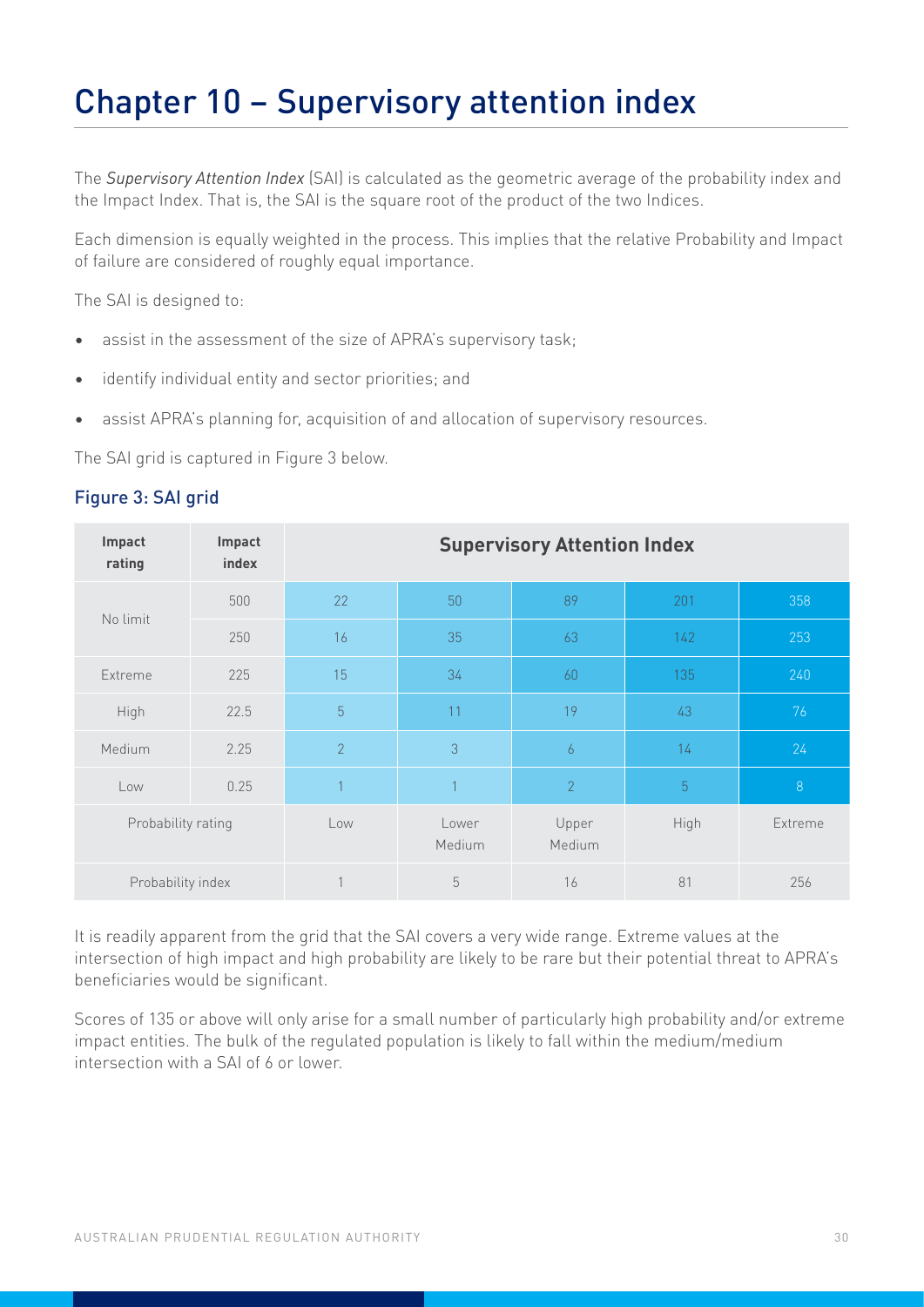# Chapter 10 – Supervisory attention index

The *Supervisory Attention Index* (SAI) is calculated as the geometric average of the probability index and the Impact Index. That is, the SAI is the square root of the product of the two Indices.

Each dimension is equally weighted in the process. This implies that the relative Probability and Impact of failure are considered of roughly equal importance.

The SAI is designed to:

- assist in the assessment of the size of APRA's supervisory task;
- identify individual entity and sector priorities; and
- assist APRA's planning for, acquisition of and allocation of supervisory resources.

The SAI grid is captured in Figure 3 below.

## Figure 3: SAI grid

| Impact rating | Impact index | Supervisory Attention Index | | | | |
|---|---|---|---|---|---|---|
| No limit | 500 | 22 | 50 | 89 | 201 | 358 |
| | 250 | 16 | 35 | 63 | 142 | 253 |
| Extreme | 225 | 15 | 34 | 60 | 135 | 240 |
| High | 22.5 | 5 | 11 | 19 | 43 | 76 |
| Medium | 2.25 | 2 | 3 | 6 | 14 | 24 |
| Low | 0.25 | 1 | 1 | 2 | 5 | 8 |
| Probability rating | | Low | Lower Medium | Upper Medium | High | Extreme |
| Probability index | | 1 | 5 | 16 | 81 | 256 |

It is readily apparent from the grid that the SAI covers a very wide range. Extreme values at the intersection of high impact and high probability are likely to be rare but their potential threat to APRA's beneficiaries would be significant.

Scores of 135 or above will only arise for a small number of particularly high probability and/or extreme impact entities. The bulk of the regulated population is likely to fall within the medium/medium intersection with a SAI of 6 or lower.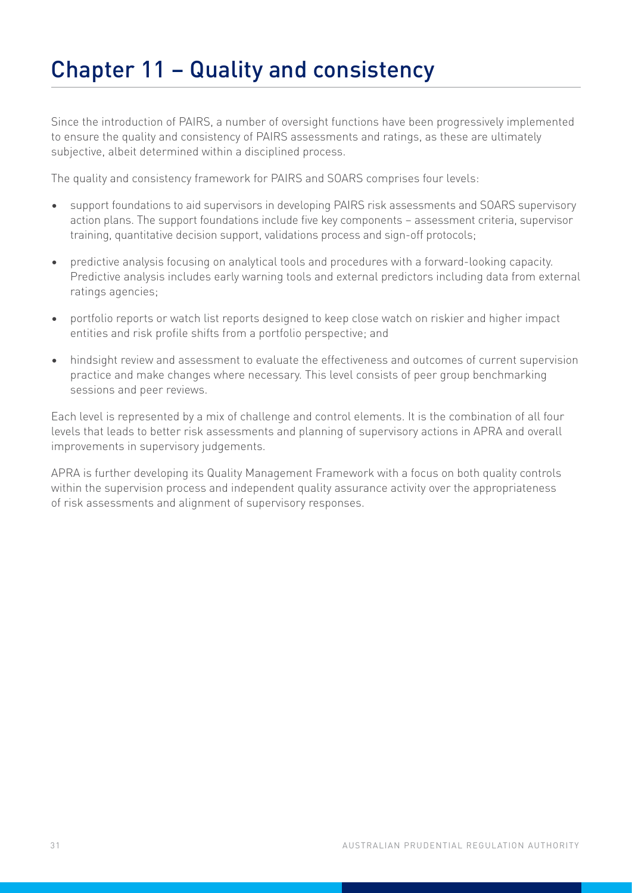# Chapter 11 – Quality and consistency

Since the introduction of PAIRS, a number of oversight functions have been progressively implemented to ensure the quality and consistency of PAIRS assessments and ratings, as these are ultimately subjective, albeit determined within a disciplined process.

The quality and consistency framework for PAIRS and SOARS comprises four levels:

- support foundations to aid supervisors in developing PAIRS risk assessments and SOARS supervisory action plans. The support foundations include five key components – assessment criteria, supervisor training, quantitative decision support, validations process and sign-off protocols;
- predictive analysis focusing on analytical tools and procedures with a forward-looking capacity. Predictive analysis includes early warning tools and external predictors including data from external ratings agencies;
- portfolio reports or watch list reports designed to keep close watch on riskier and higher impact entities and risk profile shifts from a portfolio perspective; and
- hindsight review and assessment to evaluate the effectiveness and outcomes of current supervision practice and make changes where necessary. This level consists of peer group benchmarking sessions and peer reviews.

Each level is represented by a mix of challenge and control elements. It is the combination of all four levels that leads to better risk assessments and planning of supervisory actions in APRA and overall improvements in supervisory judgements.

APRA is further developing its Quality Management Framework with a focus on both quality controls within the supervision process and independent quality assurance activity over the appropriateness of risk assessments and alignment of supervisory responses.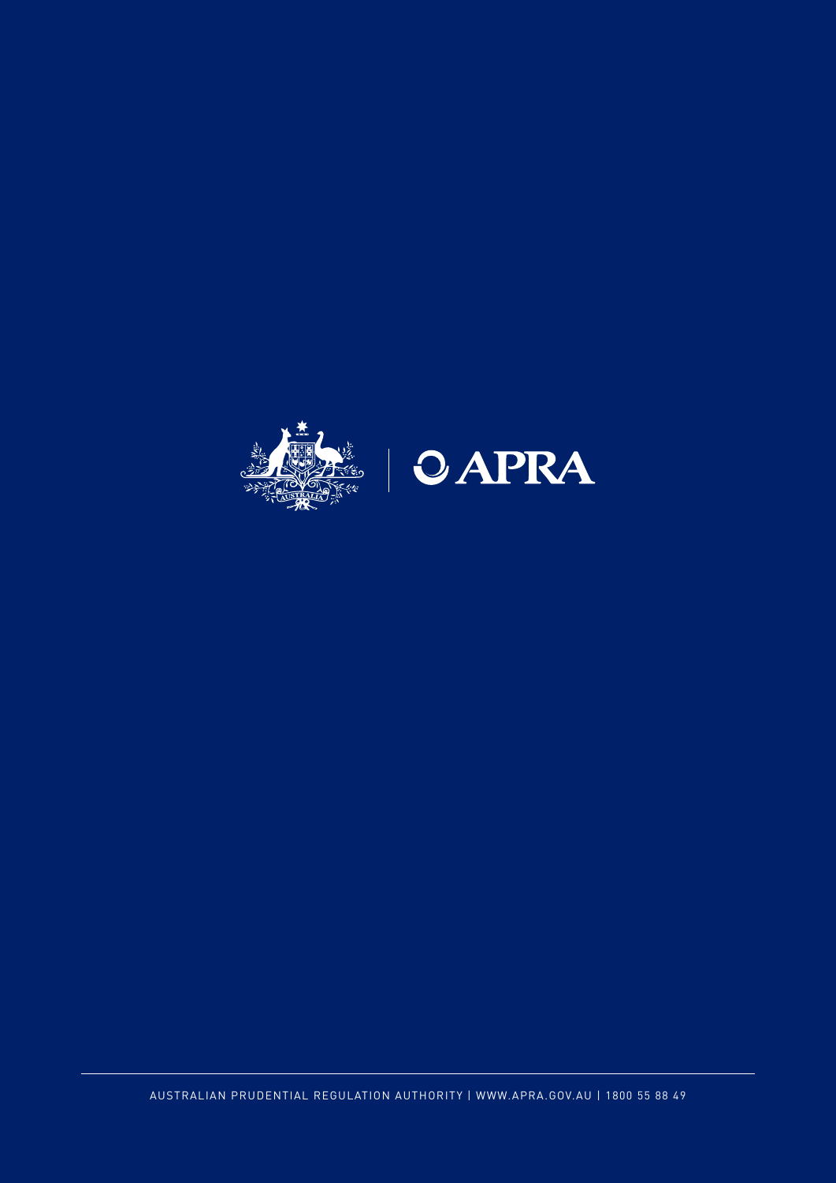AUSTRALIAN PRUDENTIAL REGULATION AUTHORITY | WWW.APRA.GOV.AU | 1800 55 88 49